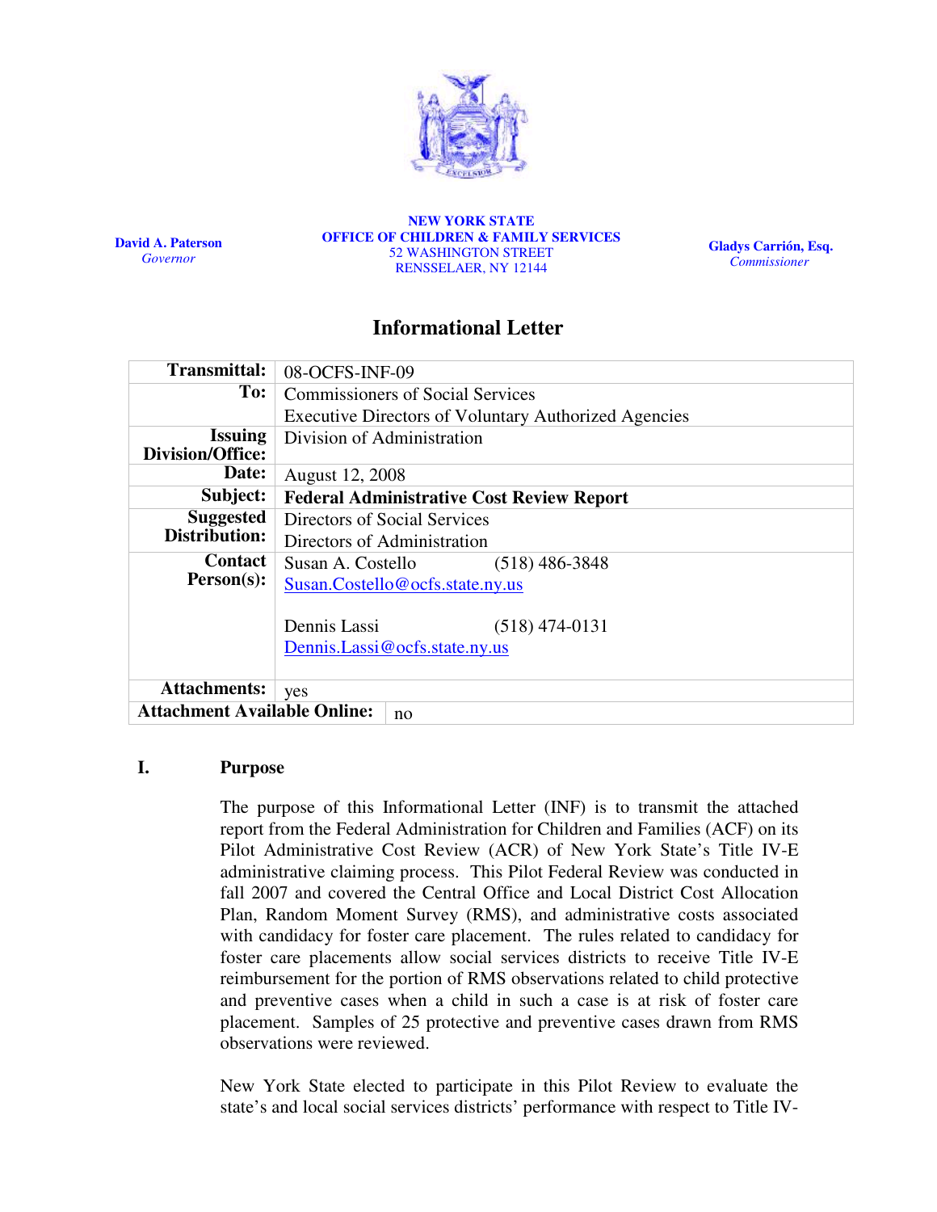David A. Paterson
*Governor*

**NEW YORK STATE**
**OFFICE OF CHILDREN & FAMILY SERVICES**
52 WASHINGTON STREET
RENSSELAER, NY 12144

Gladys Carrión, Esq.
*Commissioner*

# Informational Letter

| | |
|---|---|
| **Transmittal:** | 08-OCFS-INF-09 |
| **To:** | Commissioners of Social Services<br>Executive Directors of Voluntary Authorized Agencies |
| **Issuing Division/Office:** | Division of Administration |
| **Date:** | August 12, 2008 |
| **Subject:** | **Federal Administrative Cost Review Report** |
| **Suggested Distribution:** | Directors of Social Services<br>Directors of Administration |
| **Contact Person(s):** | Susan A. Costello (518) 486-3848<br>Susan.Costello@ocfs.state.ny.us<br><br>Dennis Lassi (518) 474-0131<br>Dennis.Lassi@ocfs.state.ny.us |
| **Attachments:** | yes |
| **Attachment Available Online:** | no |

## I. Purpose

The purpose of this Informational Letter (INF) is to transmit the attached report from the Federal Administration for Children and Families (ACF) on its Pilot Administrative Cost Review (ACR) of New York State's Title IV-E administrative claiming process. This Pilot Federal Review was conducted in fall 2007 and covered the Central Office and Local District Cost Allocation Plan, Random Moment Survey (RMS), and administrative costs associated with candidacy for foster care placement. The rules related to candidacy for foster care placements allow social services districts to receive Title IV-E reimbursement for the portion of RMS observations related to child protective and preventive cases when a child in such a case is at risk of foster care placement. Samples of 25 protective and preventive cases drawn from RMS observations were reviewed.

New York State elected to participate in this Pilot Review to evaluate the state's and local social services districts' performance with respect to Title IV-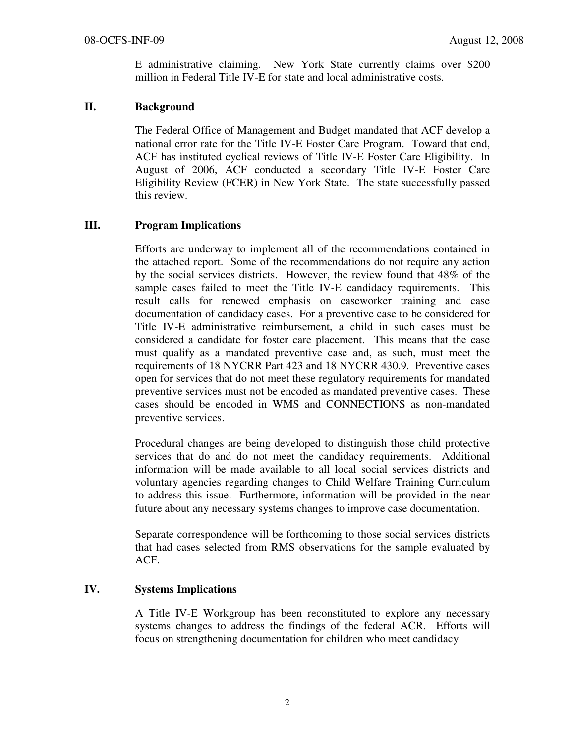E administrative claiming. New York State currently claims over $200 million in Federal Title IV-E for state and local administrative costs.

## II. Background

The Federal Office of Management and Budget mandated that ACF develop a national error rate for the Title IV-E Foster Care Program. Toward that end, ACF has instituted cyclical reviews of Title IV-E Foster Care Eligibility. In August of 2006, ACF conducted a secondary Title IV-E Foster Care Eligibility Review (FCER) in New York State. The state successfully passed this review.

## III. Program Implications

Efforts are underway to implement all of the recommendations contained in the attached report. Some of the recommendations do not require any action by the social services districts. However, the review found that 48% of the sample cases failed to meet the Title IV-E candidacy requirements. This result calls for renewed emphasis on caseworker training and case documentation of candidacy cases. For a preventive case to be considered for Title IV-E administrative reimbursement, a child in such cases must be considered a candidate for foster care placement. This means that the case must qualify as a mandated preventive case and, as such, must meet the requirements of 18 NYCRR Part 423 and 18 NYCRR 430.9. Preventive cases open for services that do not meet these regulatory requirements for mandated preventive services must not be encoded as mandated preventive cases. These cases should be encoded in WMS and CONNECTIONS as non-mandated preventive services.

Procedural changes are being developed to distinguish those child protective services that do and do not meet the candidacy requirements. Additional information will be made available to all local social services districts and voluntary agencies regarding changes to Child Welfare Training Curriculum to address this issue. Furthermore, information will be provided in the near future about any necessary systems changes to improve case documentation.

Separate correspondence will be forthcoming to those social services districts that had cases selected from RMS observations for the sample evaluated by ACF.

## IV. Systems Implications

A Title IV-E Workgroup has been reconstituted to explore any necessary systems changes to address the findings of the federal ACR. Efforts will focus on strengthening documentation for children who meet candidacy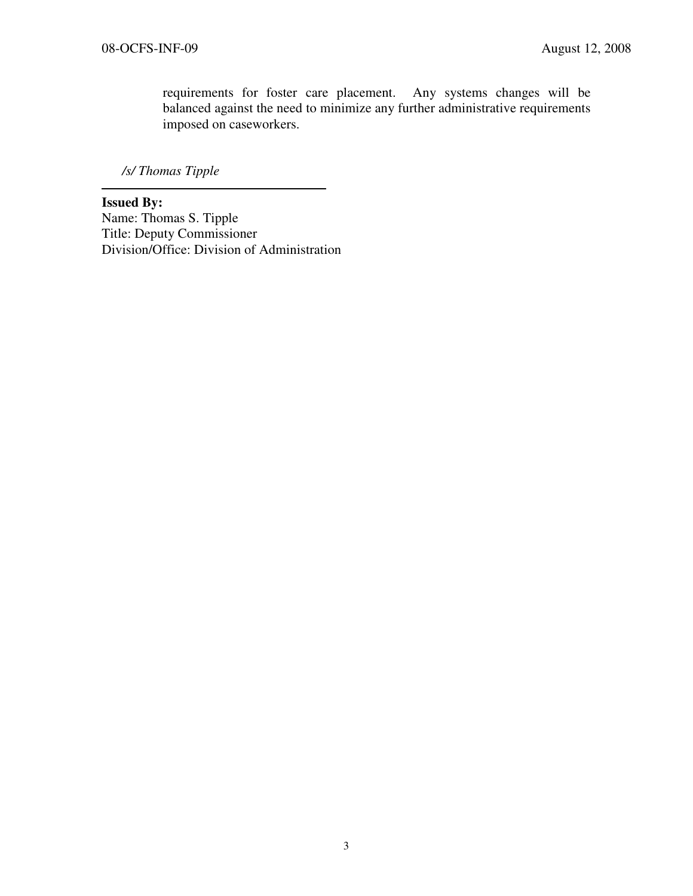requirements for foster care placement. Any systems changes will be balanced against the need to minimize any further administrative requirements imposed on caseworkers.

*/s/ Thomas Tipple*

---

**Issued By:**
Name: Thomas S. Tipple
Title: Deputy Commissioner
Division/Office: Division of Administration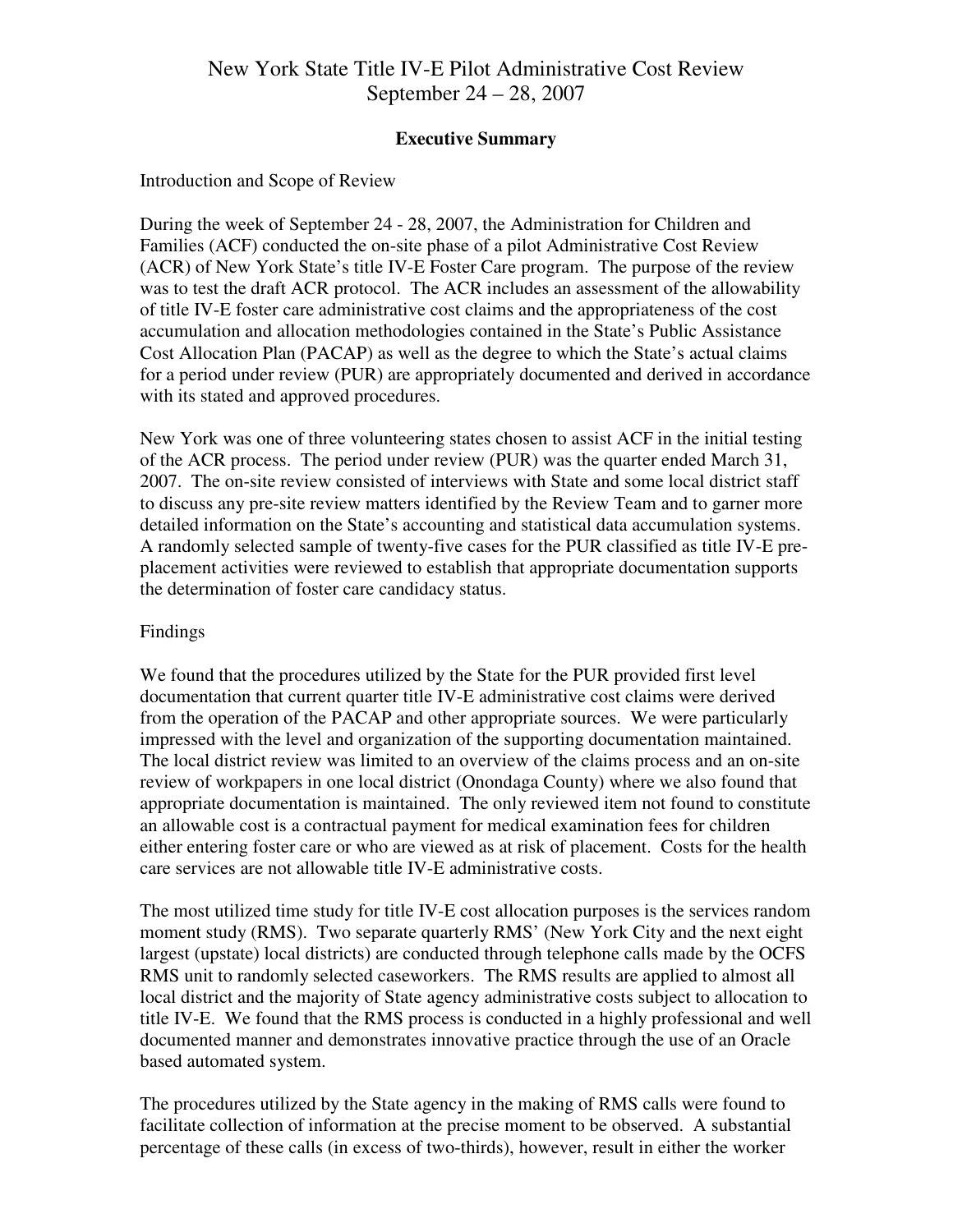# New York State Title IV-E Pilot Administrative Cost Review
September 24 – 28, 2007

## Executive Summary

Introduction and Scope of Review

During the week of September 24 - 28, 2007, the Administration for Children and Families (ACF) conducted the on-site phase of a pilot Administrative Cost Review (ACR) of New York State's title IV-E Foster Care program. The purpose of the review was to test the draft ACR protocol. The ACR includes an assessment of the allowability of title IV-E foster care administrative cost claims and the appropriateness of the cost accumulation and allocation methodologies contained in the State's Public Assistance Cost Allocation Plan (PACAP) as well as the degree to which the State's actual claims for a period under review (PUR) are appropriately documented and derived in accordance with its stated and approved procedures.

New York was one of three volunteering states chosen to assist ACF in the initial testing of the ACR process. The period under review (PUR) was the quarter ended March 31, 2007. The on-site review consisted of interviews with State and some local district staff to discuss any pre-site review matters identified by the Review Team and to garner more detailed information on the State's accounting and statistical data accumulation systems. A randomly selected sample of twenty-five cases for the PUR classified as title IV-E pre-placement activities were reviewed to establish that appropriate documentation supports the determination of foster care candidacy status.

Findings

We found that the procedures utilized by the State for the PUR provided first level documentation that current quarter title IV-E administrative cost claims were derived from the operation of the PACAP and other appropriate sources. We were particularly impressed with the level and organization of the supporting documentation maintained. The local district review was limited to an overview of the claims process and an on-site review of workpapers in one local district (Onondaga County) where we also found that appropriate documentation is maintained. The only reviewed item not found to constitute an allowable cost is a contractual payment for medical examination fees for children either entering foster care or who are viewed as at risk of placement. Costs for the health care services are not allowable title IV-E administrative costs.

The most utilized time study for title IV-E cost allocation purposes is the services random moment study (RMS). Two separate quarterly RMS' (New York City and the next eight largest (upstate) local districts) are conducted through telephone calls made by the OCFS RMS unit to randomly selected caseworkers. The RMS results are applied to almost all local district and the majority of State agency administrative costs subject to allocation to title IV-E. We found that the RMS process is conducted in a highly professional and well documented manner and demonstrates innovative practice through the use of an Oracle based automated system.

The procedures utilized by the State agency in the making of RMS calls were found to facilitate collection of information at the precise moment to be observed. A substantial percentage of these calls (in excess of two-thirds), however, result in either the worker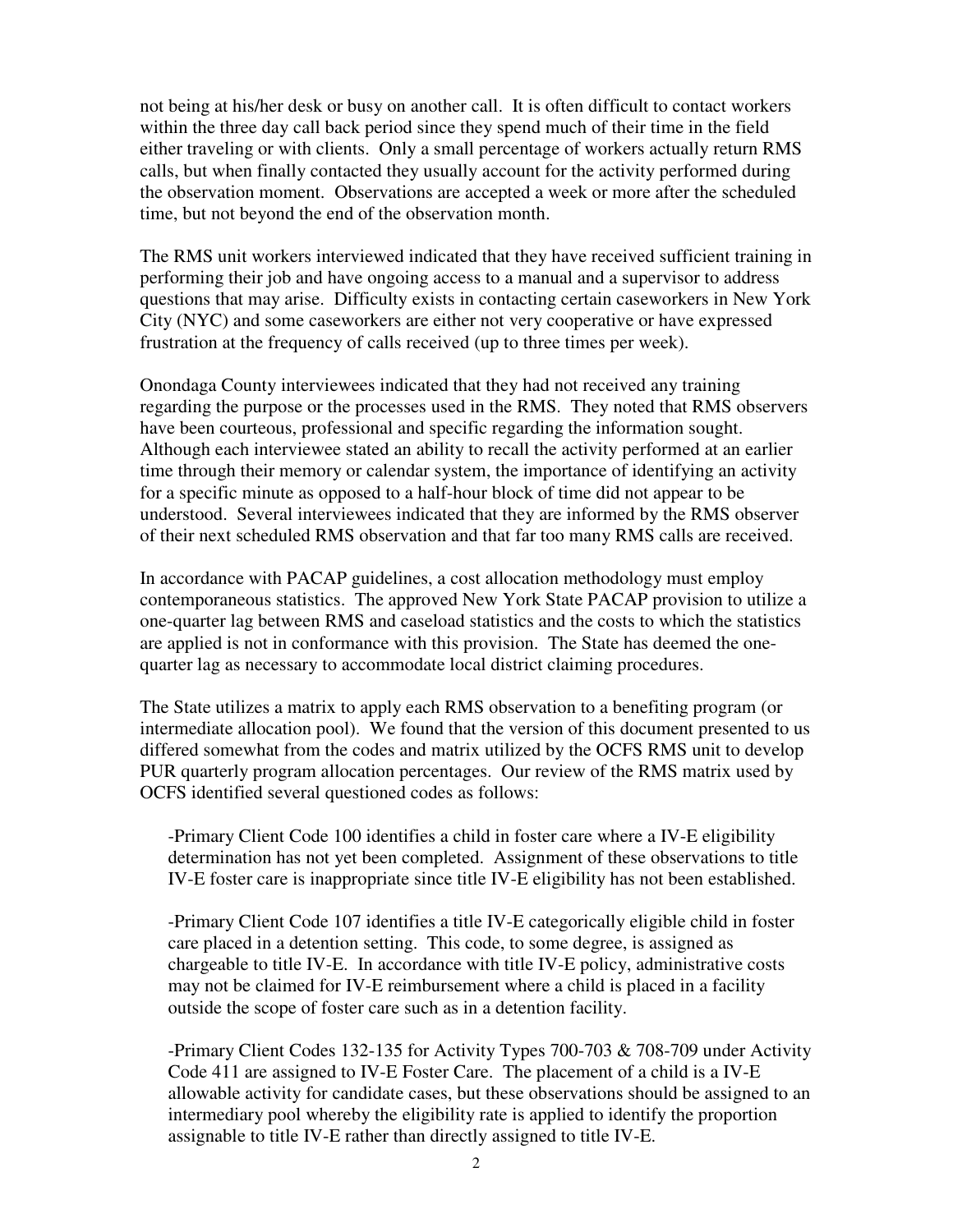not being at his/her desk or busy on another call. It is often difficult to contact workers within the three day call back period since they spend much of their time in the field either traveling or with clients. Only a small percentage of workers actually return RMS calls, but when finally contacted they usually account for the activity performed during the observation moment. Observations are accepted a week or more after the scheduled time, but not beyond the end of the observation month.

The RMS unit workers interviewed indicated that they have received sufficient training in performing their job and have ongoing access to a manual and a supervisor to address questions that may arise. Difficulty exists in contacting certain caseworkers in New York City (NYC) and some caseworkers are either not very cooperative or have expressed frustration at the frequency of calls received (up to three times per week).

Onondaga County interviewees indicated that they had not received any training regarding the purpose or the processes used in the RMS. They noted that RMS observers have been courteous, professional and specific regarding the information sought. Although each interviewee stated an ability to recall the activity performed at an earlier time through their memory or calendar system, the importance of identifying an activity for a specific minute as opposed to a half-hour block of time did not appear to be understood. Several interviewees indicated that they are informed by the RMS observer of their next scheduled RMS observation and that far too many RMS calls are received.

In accordance with PACAP guidelines, a cost allocation methodology must employ contemporaneous statistics. The approved New York State PACAP provision to utilize a one-quarter lag between RMS and caseload statistics and the costs to which the statistics are applied is not in conformance with this provision. The State has deemed the one-quarter lag as necessary to accommodate local district claiming procedures.

The State utilizes a matrix to apply each RMS observation to a benefiting program (or intermediate allocation pool). We found that the version of this document presented to us differed somewhat from the codes and matrix utilized by the OCFS RMS unit to develop PUR quarterly program allocation percentages. Our review of the RMS matrix used by OCFS identified several questioned codes as follows:

-Primary Client Code 100 identifies a child in foster care where a IV-E eligibility determination has not yet been completed. Assignment of these observations to title IV-E foster care is inappropriate since title IV-E eligibility has not been established.

-Primary Client Code 107 identifies a title IV-E categorically eligible child in foster care placed in a detention setting. This code, to some degree, is assigned as chargeable to title IV-E. In accordance with title IV-E policy, administrative costs may not be claimed for IV-E reimbursement where a child is placed in a facility outside the scope of foster care such as in a detention facility.

-Primary Client Codes 132-135 for Activity Types 700-703 & 708-709 under Activity Code 411 are assigned to IV-E Foster Care. The placement of a child is a IV-E allowable activity for candidate cases, but these observations should be assigned to an intermediary pool whereby the eligibility rate is applied to identify the proportion assignable to title IV-E rather than directly assigned to title IV-E.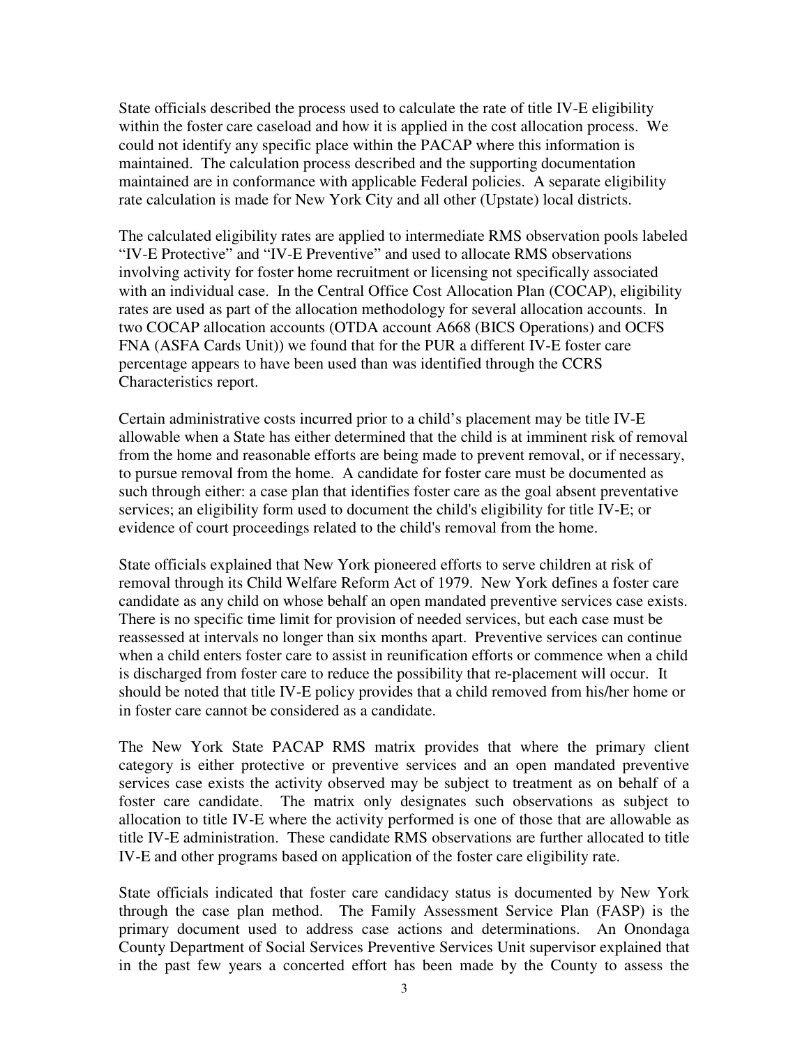State officials described the process used to calculate the rate of title IV-E eligibility within the foster care caseload and how it is applied in the cost allocation process. We could not identify any specific place within the PACAP where this information is maintained. The calculation process described and the supporting documentation maintained are in conformance with applicable Federal policies. A separate eligibility rate calculation is made for New York City and all other (Upstate) local districts.

The calculated eligibility rates are applied to intermediate RMS observation pools labeled "IV-E Protective" and "IV-E Preventive" and used to allocate RMS observations involving activity for foster home recruitment or licensing not specifically associated with an individual case. In the Central Office Cost Allocation Plan (COCAP), eligibility rates are used as part of the allocation methodology for several allocation accounts. In two COCAP allocation accounts (OTDA account A668 (BICS Operations) and OCFS FNA (ASFA Cards Unit)) we found that for the PUR a different IV-E foster care percentage appears to have been used than was identified through the CCRS Characteristics report.

Certain administrative costs incurred prior to a child's placement may be title IV-E allowable when a State has either determined that the child is at imminent risk of removal from the home and reasonable efforts are being made to prevent removal, or if necessary, to pursue removal from the home. A candidate for foster care must be documented as such through either: a case plan that identifies foster care as the goal absent preventative services; an eligibility form used to document the child's eligibility for title IV-E; or evidence of court proceedings related to the child's removal from the home.

State officials explained that New York pioneered efforts to serve children at risk of removal through its Child Welfare Reform Act of 1979. New York defines a foster care candidate as any child on whose behalf an open mandated preventive services case exists. There is no specific time limit for provision of needed services, but each case must be reassessed at intervals no longer than six months apart. Preventive services can continue when a child enters foster care to assist in reunification efforts or commence when a child is discharged from foster care to reduce the possibility that re-placement will occur. It should be noted that title IV-E policy provides that a child removed from his/her home or in foster care cannot be considered as a candidate.

The New York State PACAP RMS matrix provides that where the primary client category is either protective or preventive services and an open mandated preventive services case exists the activity observed may be subject to treatment as on behalf of a foster care candidate. The matrix only designates such observations as subject to allocation to title IV-E where the activity performed is one of those that are allowable as title IV-E administration. These candidate RMS observations are further allocated to title IV-E and other programs based on application of the foster care eligibility rate.

State officials indicated that foster care candidacy status is documented by New York through the case plan method. The Family Assessment Service Plan (FASP) is the primary document used to address case actions and determinations. An Onondaga County Department of Social Services Preventive Services Unit supervisor explained that in the past few years a concerted effort has been made by the County to assess the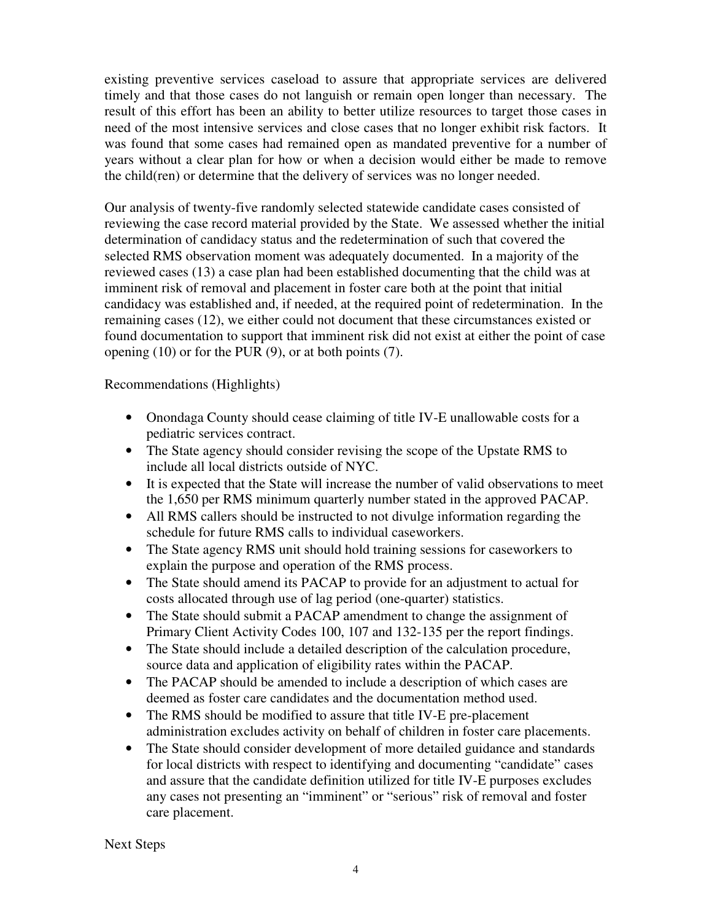existing preventive services caseload to assure that appropriate services are delivered timely and that those cases do not languish or remain open longer than necessary. The result of this effort has been an ability to better utilize resources to target those cases in need of the most intensive services and close cases that no longer exhibit risk factors. It was found that some cases had remained open as mandated preventive for a number of years without a clear plan for how or when a decision would either be made to remove the child(ren) or determine that the delivery of services was no longer needed.

Our analysis of twenty-five randomly selected statewide candidate cases consisted of reviewing the case record material provided by the State. We assessed whether the initial determination of candidacy status and the redetermination of such that covered the selected RMS observation moment was adequately documented. In a majority of the reviewed cases (13) a case plan had been established documenting that the child was at imminent risk of removal and placement in foster care both at the point that initial candidacy was established and, if needed, at the required point of redetermination. In the remaining cases (12), we either could not document that these circumstances existed or found documentation to support that imminent risk did not exist at either the point of case opening (10) or for the PUR (9), or at both points (7).

Recommendations (Highlights)

- Onondaga County should cease claiming of title IV-E unallowable costs for a pediatric services contract.
- The State agency should consider revising the scope of the Upstate RMS to include all local districts outside of NYC.
- It is expected that the State will increase the number of valid observations to meet the 1,650 per RMS minimum quarterly number stated in the approved PACAP.
- All RMS callers should be instructed to not divulge information regarding the schedule for future RMS calls to individual caseworkers.
- The State agency RMS unit should hold training sessions for caseworkers to explain the purpose and operation of the RMS process.
- The State should amend its PACAP to provide for an adjustment to actual for costs allocated through use of lag period (one-quarter) statistics.
- The State should submit a PACAP amendment to change the assignment of Primary Client Activity Codes 100, 107 and 132-135 per the report findings.
- The State should include a detailed description of the calculation procedure, source data and application of eligibility rates within the PACAP.
- The PACAP should be amended to include a description of which cases are deemed as foster care candidates and the documentation method used.
- The RMS should be modified to assure that title IV-E pre-placement administration excludes activity on behalf of children in foster care placements.
- The State should consider development of more detailed guidance and standards for local districts with respect to identifying and documenting "candidate" cases and assure that the candidate definition utilized for title IV-E purposes excludes any cases not presenting an "imminent" or "serious" risk of removal and foster care placement.

Next Steps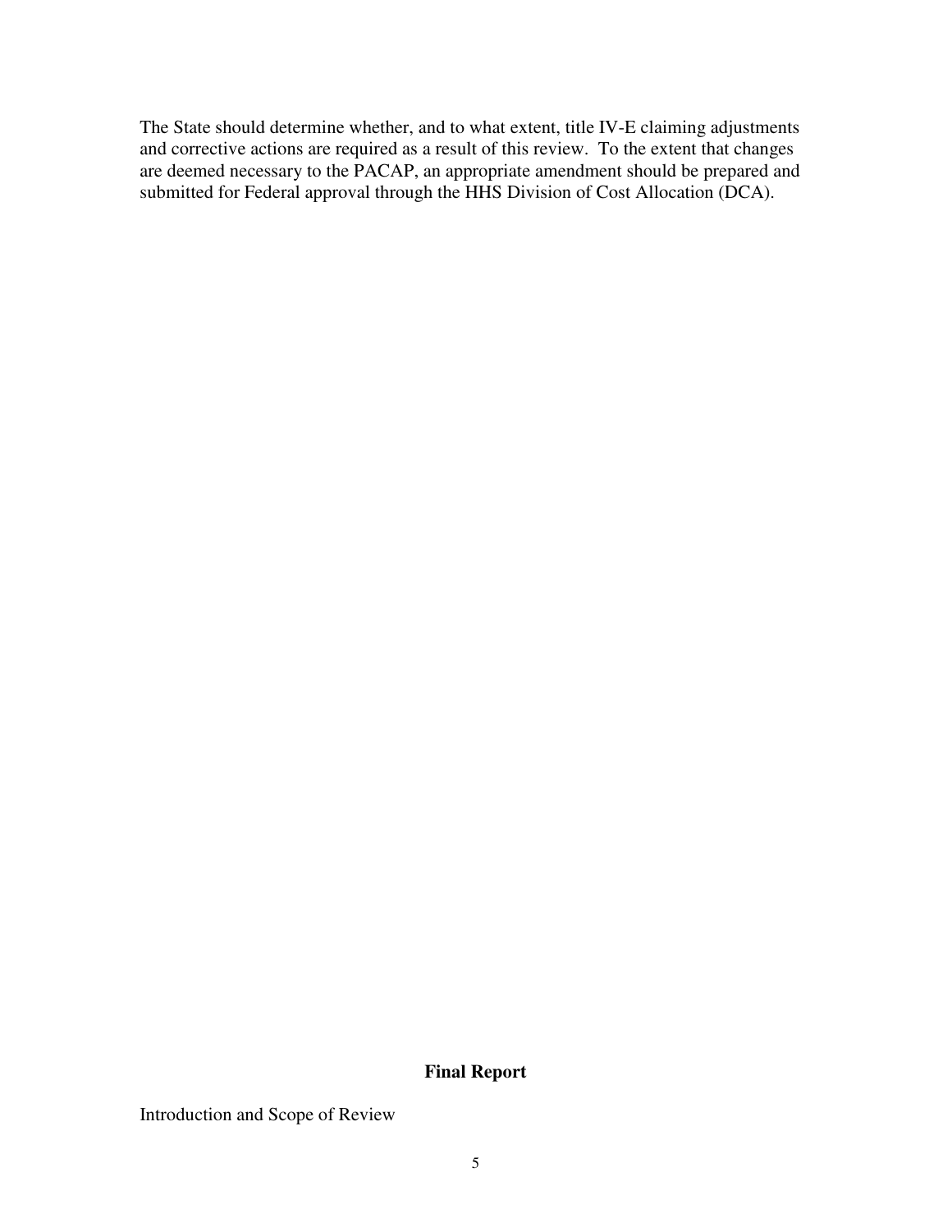The State should determine whether, and to what extent, title IV-E claiming adjustments and corrective actions are required as a result of this review. To the extent that changes are deemed necessary to the PACAP, an appropriate amendment should be prepared and submitted for Federal approval through the HHS Division of Cost Allocation (DCA).

## Final Report

Introduction and Scope of Review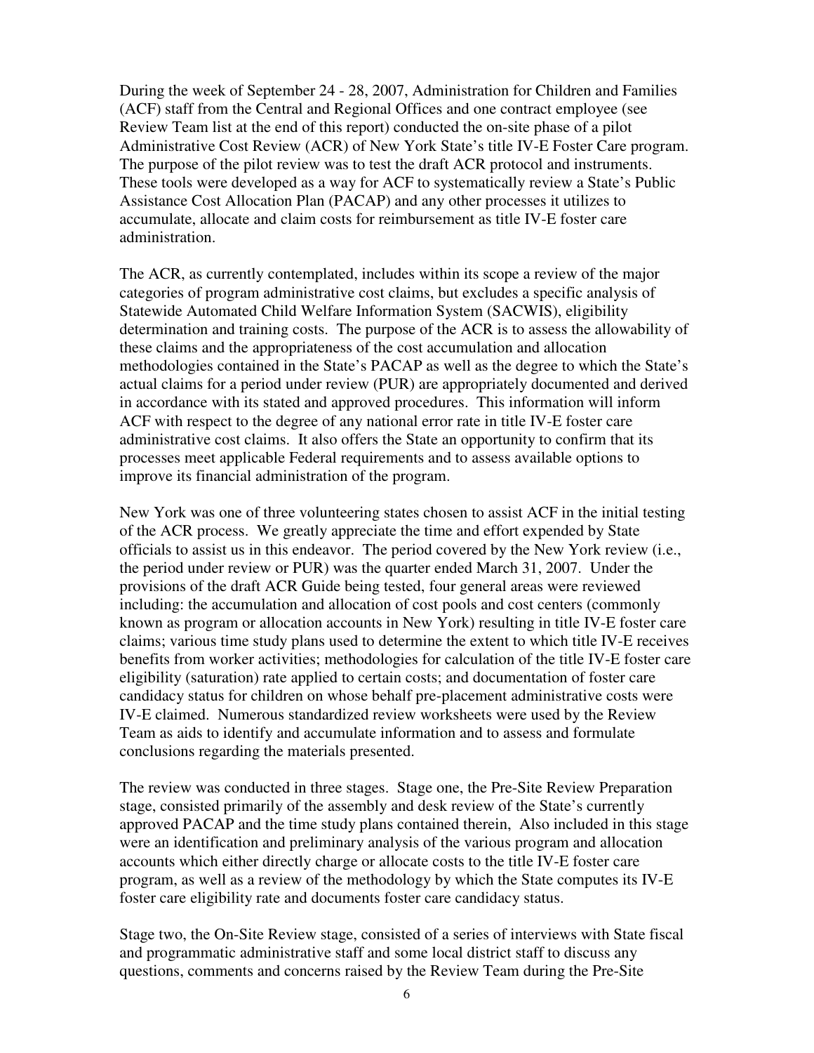During the week of September 24 - 28, 2007, Administration for Children and Families (ACF) staff from the Central and Regional Offices and one contract employee (see Review Team list at the end of this report) conducted the on-site phase of a pilot Administrative Cost Review (ACR) of New York State's title IV-E Foster Care program. The purpose of the pilot review was to test the draft ACR protocol and instruments. These tools were developed as a way for ACF to systematically review a State's Public Assistance Cost Allocation Plan (PACAP) and any other processes it utilizes to accumulate, allocate and claim costs for reimbursement as title IV-E foster care administration.

The ACR, as currently contemplated, includes within its scope a review of the major categories of program administrative cost claims, but excludes a specific analysis of Statewide Automated Child Welfare Information System (SACWIS), eligibility determination and training costs. The purpose of the ACR is to assess the allowability of these claims and the appropriateness of the cost accumulation and allocation methodologies contained in the State's PACAP as well as the degree to which the State's actual claims for a period under review (PUR) are appropriately documented and derived in accordance with its stated and approved procedures. This information will inform ACF with respect to the degree of any national error rate in title IV-E foster care administrative cost claims. It also offers the State an opportunity to confirm that its processes meet applicable Federal requirements and to assess available options to improve its financial administration of the program.

New York was one of three volunteering states chosen to assist ACF in the initial testing of the ACR process. We greatly appreciate the time and effort expended by State officials to assist us in this endeavor. The period covered by the New York review (i.e., the period under review or PUR) was the quarter ended March 31, 2007. Under the provisions of the draft ACR Guide being tested, four general areas were reviewed including: the accumulation and allocation of cost pools and cost centers (commonly known as program or allocation accounts in New York) resulting in title IV-E foster care claims; various time study plans used to determine the extent to which title IV-E receives benefits from worker activities; methodologies for calculation of the title IV-E foster care eligibility (saturation) rate applied to certain costs; and documentation of foster care candidacy status for children on whose behalf pre-placement administrative costs were IV-E claimed. Numerous standardized review worksheets were used by the Review Team as aids to identify and accumulate information and to assess and formulate conclusions regarding the materials presented.

The review was conducted in three stages. Stage one, the Pre-Site Review Preparation stage, consisted primarily of the assembly and desk review of the State's currently approved PACAP and the time study plans contained therein, Also included in this stage were an identification and preliminary analysis of the various program and allocation accounts which either directly charge or allocate costs to the title IV-E foster care program, as well as a review of the methodology by which the State computes its IV-E foster care eligibility rate and documents foster care candidacy status.

Stage two, the On-Site Review stage, consisted of a series of interviews with State fiscal and programmatic administrative staff and some local district staff to discuss any questions, comments and concerns raised by the Review Team during the Pre-Site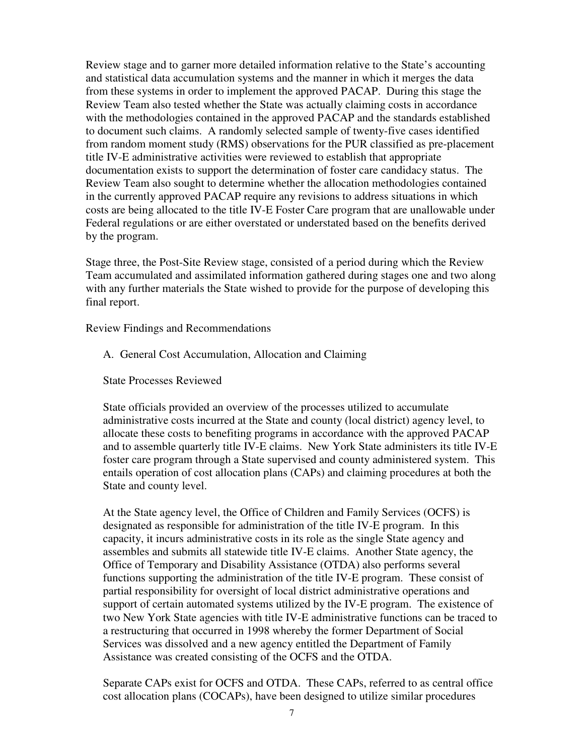Review stage and to garner more detailed information relative to the State's accounting and statistical data accumulation systems and the manner in which it merges the data from these systems in order to implement the approved PACAP. During this stage the Review Team also tested whether the State was actually claiming costs in accordance with the methodologies contained in the approved PACAP and the standards established to document such claims. A randomly selected sample of twenty-five cases identified from random moment study (RMS) observations for the PUR classified as pre-placement title IV-E administrative activities were reviewed to establish that appropriate documentation exists to support the determination of foster care candidacy status. The Review Team also sought to determine whether the allocation methodologies contained in the currently approved PACAP require any revisions to address situations in which costs are being allocated to the title IV-E Foster Care program that are unallowable under Federal regulations or are either overstated or understated based on the benefits derived by the program.

Stage three, the Post-Site Review stage, consisted of a period during which the Review Team accumulated and assimilated information gathered during stages one and two along with any further materials the State wished to provide for the purpose of developing this final report.

## Review Findings and Recommendations

### A. General Cost Accumulation, Allocation and Claiming

#### State Processes Reviewed

State officials provided an overview of the processes utilized to accumulate administrative costs incurred at the State and county (local district) agency level, to allocate these costs to benefiting programs in accordance with the approved PACAP and to assemble quarterly title IV-E claims. New York State administers its title IV-E foster care program through a State supervised and county administered system. This entails operation of cost allocation plans (CAPs) and claiming procedures at both the State and county level.

At the State agency level, the Office of Children and Family Services (OCFS) is designated as responsible for administration of the title IV-E program. In this capacity, it incurs administrative costs in its role as the single State agency and assembles and submits all statewide title IV-E claims. Another State agency, the Office of Temporary and Disability Assistance (OTDA) also performs several functions supporting the administration of the title IV-E program. These consist of partial responsibility for oversight of local district administrative operations and support of certain automated systems utilized by the IV-E program. The existence of two New York State agencies with title IV-E administrative functions can be traced to a restructuring that occurred in 1998 whereby the former Department of Social Services was dissolved and a new agency entitled the Department of Family Assistance was created consisting of the OCFS and the OTDA.

Separate CAPs exist for OCFS and OTDA. These CAPs, referred to as central office cost allocation plans (COCAPs), have been designed to utilize similar procedures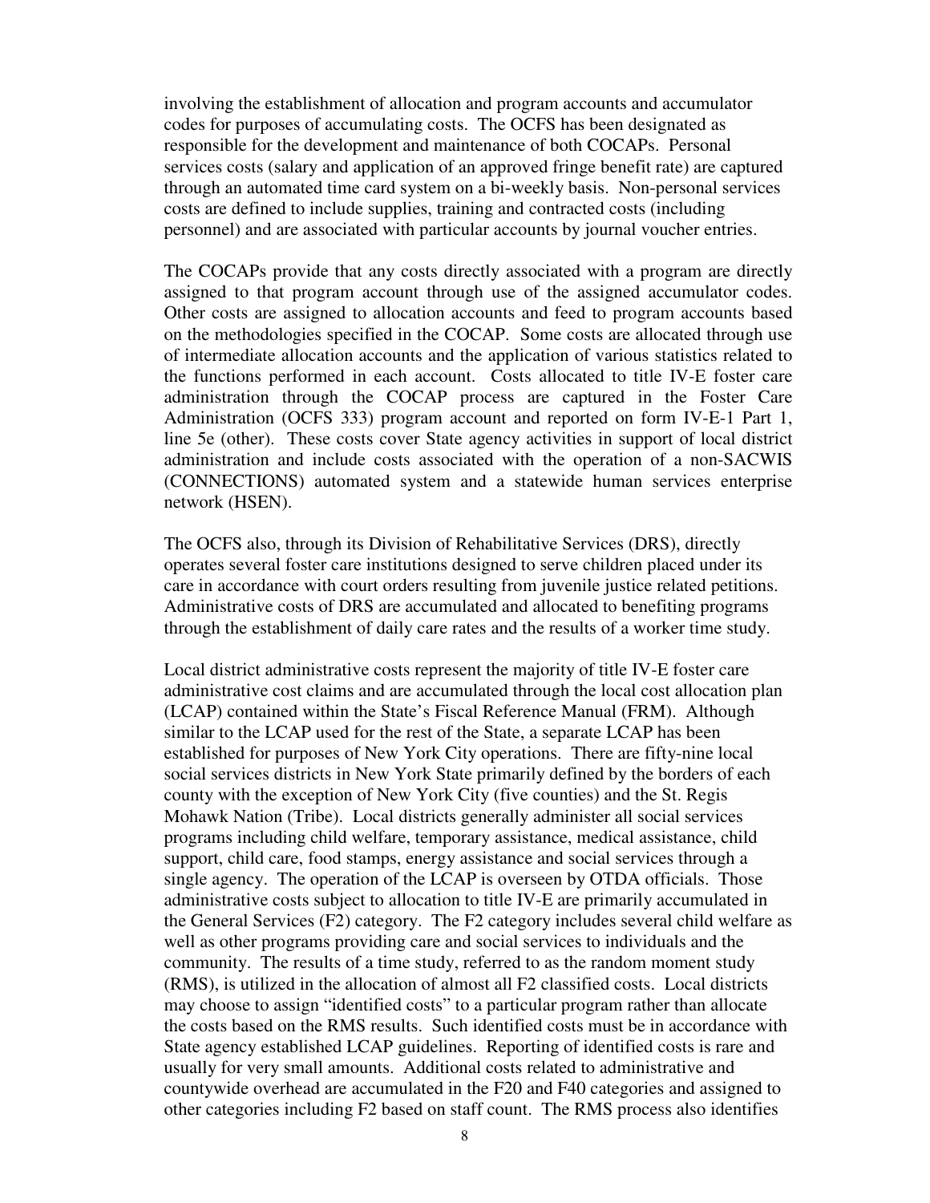involving the establishment of allocation and program accounts and accumulator codes for purposes of accumulating costs. The OCFS has been designated as responsible for the development and maintenance of both COCAPs. Personal services costs (salary and application of an approved fringe benefit rate) are captured through an automated time card system on a bi-weekly basis. Non-personal services costs are defined to include supplies, training and contracted costs (including personnel) and are associated with particular accounts by journal voucher entries.

The COCAPs provide that any costs directly associated with a program are directly assigned to that program account through use of the assigned accumulator codes. Other costs are assigned to allocation accounts and feed to program accounts based on the methodologies specified in the COCAP. Some costs are allocated through use of intermediate allocation accounts and the application of various statistics related to the functions performed in each account. Costs allocated to title IV-E foster care administration through the COCAP process are captured in the Foster Care Administration (OCFS 333) program account and reported on form IV-E-1 Part 1, line 5e (other). These costs cover State agency activities in support of local district administration and include costs associated with the operation of a non-SACWIS (CONNECTIONS) automated system and a statewide human services enterprise network (HSEN).

The OCFS also, through its Division of Rehabilitative Services (DRS), directly operates several foster care institutions designed to serve children placed under its care in accordance with court orders resulting from juvenile justice related petitions. Administrative costs of DRS are accumulated and allocated to benefiting programs through the establishment of daily care rates and the results of a worker time study.

Local district administrative costs represent the majority of title IV-E foster care administrative cost claims and are accumulated through the local cost allocation plan (LCAP) contained within the State's Fiscal Reference Manual (FRM). Although similar to the LCAP used for the rest of the State, a separate LCAP has been established for purposes of New York City operations. There are fifty-nine local social services districts in New York State primarily defined by the borders of each county with the exception of New York City (five counties) and the St. Regis Mohawk Nation (Tribe). Local districts generally administer all social services programs including child welfare, temporary assistance, medical assistance, child support, child care, food stamps, energy assistance and social services through a single agency. The operation of the LCAP is overseen by OTDA officials. Those administrative costs subject to allocation to title IV-E are primarily accumulated in the General Services (F2) category. The F2 category includes several child welfare as well as other programs providing care and social services to individuals and the community. The results of a time study, referred to as the random moment study (RMS), is utilized in the allocation of almost all F2 classified costs. Local districts may choose to assign "identified costs" to a particular program rather than allocate the costs based on the RMS results. Such identified costs must be in accordance with State agency established LCAP guidelines. Reporting of identified costs is rare and usually for very small amounts. Additional costs related to administrative and countywide overhead are accumulated in the F20 and F40 categories and assigned to other categories including F2 based on staff count. The RMS process also identifies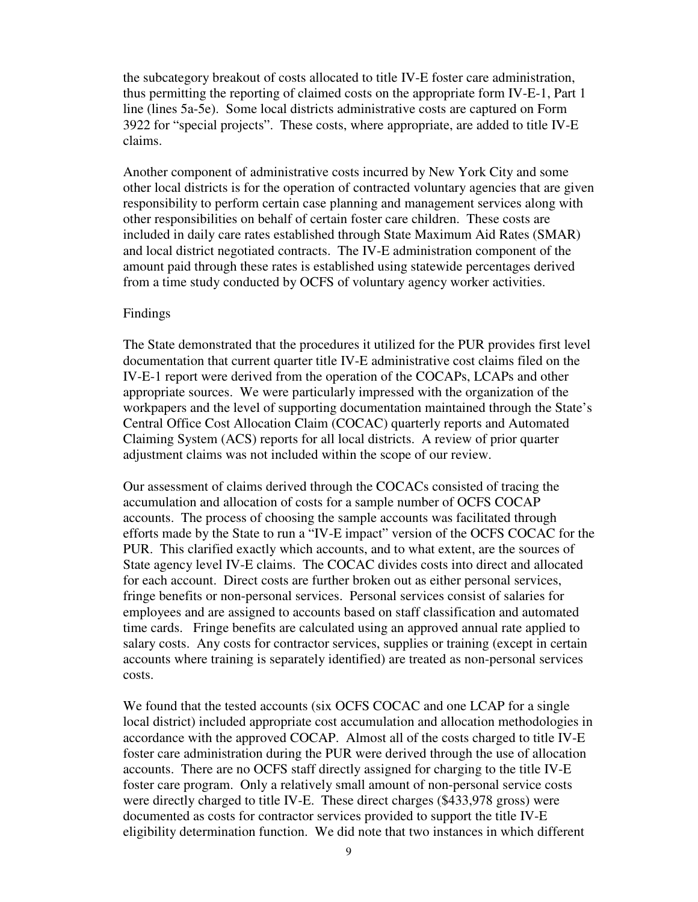the subcategory breakout of costs allocated to title IV-E foster care administration, thus permitting the reporting of claimed costs on the appropriate form IV-E-1, Part 1 line (lines 5a-5e). Some local districts administrative costs are captured on Form 3922 for "special projects". These costs, where appropriate, are added to title IV-E claims.

Another component of administrative costs incurred by New York City and some other local districts is for the operation of contracted voluntary agencies that are given responsibility to perform certain case planning and management services along with other responsibilities on behalf of certain foster care children. These costs are included in daily care rates established through State Maximum Aid Rates (SMAR) and local district negotiated contracts. The IV-E administration component of the amount paid through these rates is established using statewide percentages derived from a time study conducted by OCFS of voluntary agency worker activities.

Findings

The State demonstrated that the procedures it utilized for the PUR provides first level documentation that current quarter title IV-E administrative cost claims filed on the IV-E-1 report were derived from the operation of the COCAPs, LCAPs and other appropriate sources. We were particularly impressed with the organization of the workpapers and the level of supporting documentation maintained through the State's Central Office Cost Allocation Claim (COCAC) quarterly reports and Automated Claiming System (ACS) reports for all local districts. A review of prior quarter adjustment claims was not included within the scope of our review.

Our assessment of claims derived through the COCACs consisted of tracing the accumulation and allocation of costs for a sample number of OCFS COCAP accounts. The process of choosing the sample accounts was facilitated through efforts made by the State to run a "IV-E impact" version of the OCFS COCAC for the PUR. This clarified exactly which accounts, and to what extent, are the sources of State agency level IV-E claims. The COCAC divides costs into direct and allocated for each account. Direct costs are further broken out as either personal services, fringe benefits or non-personal services. Personal services consist of salaries for employees and are assigned to accounts based on staff classification and automated time cards. Fringe benefits are calculated using an approved annual rate applied to salary costs. Any costs for contractor services, supplies or training (except in certain accounts where training is separately identified) are treated as non-personal services costs.

We found that the tested accounts (six OCFS COCAC and one LCAP for a single local district) included appropriate cost accumulation and allocation methodologies in accordance with the approved COCAP. Almost all of the costs charged to title IV-E foster care administration during the PUR were derived through the use of allocation accounts. There are no OCFS staff directly assigned for charging to the title IV-E foster care program. Only a relatively small amount of non-personal service costs were directly charged to title IV-E. These direct charges ($433,978 gross) were documented as costs for contractor services provided to support the title IV-E eligibility determination function. We did note that two instances in which different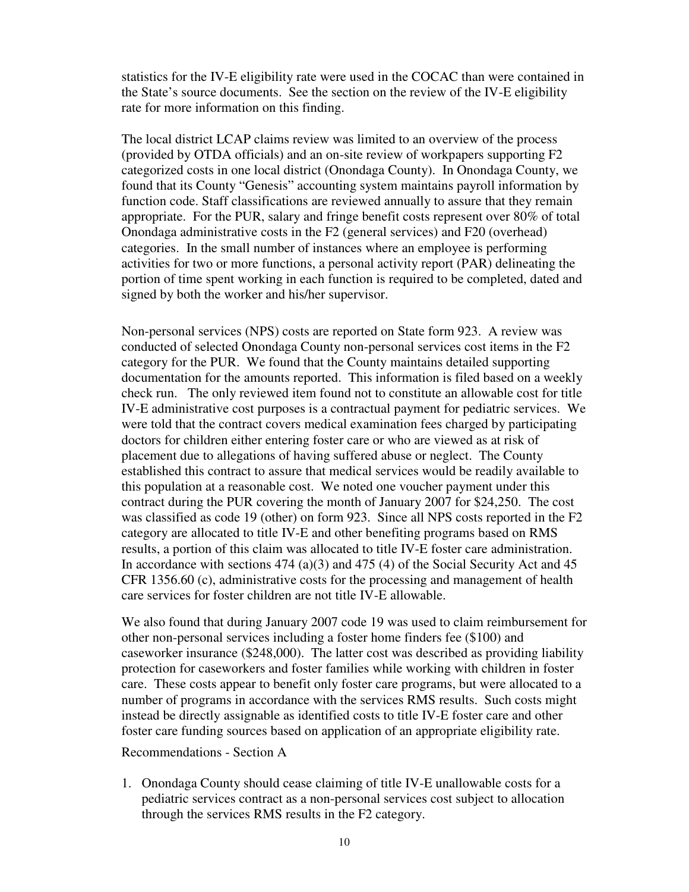statistics for the IV-E eligibility rate were used in the COCAC than were contained in the State's source documents. See the section on the review of the IV-E eligibility rate for more information on this finding.

The local district LCAP claims review was limited to an overview of the process (provided by OTDA officials) and an on-site review of workpapers supporting F2 categorized costs in one local district (Onondaga County). In Onondaga County, we found that its County "Genesis" accounting system maintains payroll information by function code. Staff classifications are reviewed annually to assure that they remain appropriate. For the PUR, salary and fringe benefit costs represent over 80% of total Onondaga administrative costs in the F2 (general services) and F20 (overhead) categories. In the small number of instances where an employee is performing activities for two or more functions, a personal activity report (PAR) delineating the portion of time spent working in each function is required to be completed, dated and signed by both the worker and his/her supervisor.

Non-personal services (NPS) costs are reported on State form 923. A review was conducted of selected Onondaga County non-personal services cost items in the F2 category for the PUR. We found that the County maintains detailed supporting documentation for the amounts reported. This information is filed based on a weekly check run. The only reviewed item found not to constitute an allowable cost for title IV-E administrative cost purposes is a contractual payment for pediatric services. We were told that the contract covers medical examination fees charged by participating doctors for children either entering foster care or who are viewed as at risk of placement due to allegations of having suffered abuse or neglect. The County established this contract to assure that medical services would be readily available to this population at a reasonable cost. We noted one voucher payment under this contract during the PUR covering the month of January 2007 for $24,250. The cost was classified as code 19 (other) on form 923. Since all NPS costs reported in the F2 category are allocated to title IV-E and other benefiting programs based on RMS results, a portion of this claim was allocated to title IV-E foster care administration. In accordance with sections 474 (a)(3) and 475 (4) of the Social Security Act and 45 CFR 1356.60 (c), administrative costs for the processing and management of health care services for foster children are not title IV-E allowable.

We also found that during January 2007 code 19 was used to claim reimbursement for other non-personal services including a foster home finders fee ($100) and caseworker insurance ($248,000). The latter cost was described as providing liability protection for caseworkers and foster families while working with children in foster care. These costs appear to benefit only foster care programs, but were allocated to a number of programs in accordance with the services RMS results. Such costs might instead be directly assignable as identified costs to title IV-E foster care and other foster care funding sources based on application of an appropriate eligibility rate.

Recommendations - Section A

1. Onondaga County should cease claiming of title IV-E unallowable costs for a pediatric services contract as a non-personal services cost subject to allocation through the services RMS results in the F2 category.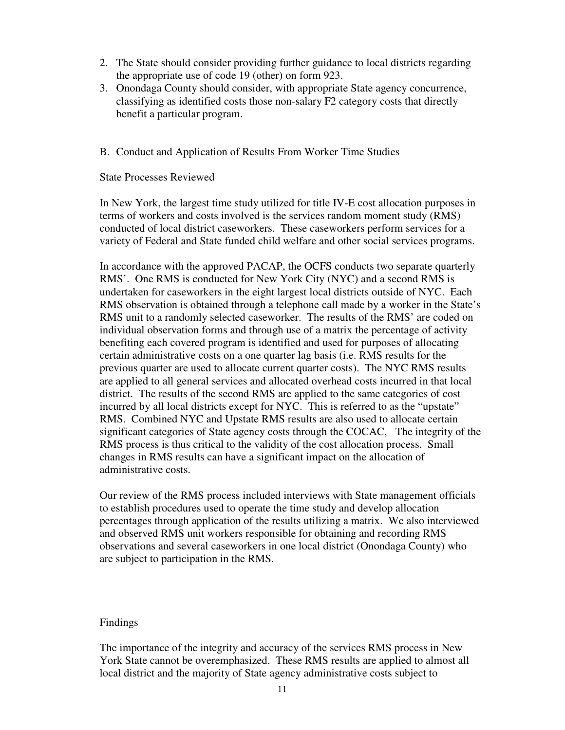2. The State should consider providing further guidance to local districts regarding the appropriate use of code 19 (other) on form 923.
3. Onondaga County should consider, with appropriate State agency concurrence, classifying as identified costs those non-salary F2 category costs that directly benefit a particular program.

B. Conduct and Application of Results From Worker Time Studies

State Processes Reviewed

In New York, the largest time study utilized for title IV-E cost allocation purposes in terms of workers and costs involved is the services random moment study (RMS) conducted of local district caseworkers. These caseworkers perform services for a variety of Federal and State funded child welfare and other social services programs.

In accordance with the approved PACAP, the OCFS conducts two separate quarterly RMS'. One RMS is conducted for New York City (NYC) and a second RMS is undertaken for caseworkers in the eight largest local districts outside of NYC. Each RMS observation is obtained through a telephone call made by a worker in the State's RMS unit to a randomly selected caseworker. The results of the RMS' are coded on individual observation forms and through use of a matrix the percentage of activity benefiting each covered program is identified and used for purposes of allocating certain administrative costs on a one quarter lag basis (i.e. RMS results for the previous quarter are used to allocate current quarter costs). The NYC RMS results are applied to all general services and allocated overhead costs incurred in that local district. The results of the second RMS are applied to the same categories of cost incurred by all local districts except for NYC. This is referred to as the "upstate" RMS. Combined NYC and Upstate RMS results are also used to allocate certain significant categories of State agency costs through the COCAC, The integrity of the RMS process is thus critical to the validity of the cost allocation process. Small changes in RMS results can have a significant impact on the allocation of administrative costs.

Our review of the RMS process included interviews with State management officials to establish procedures used to operate the time study and develop allocation percentages through application of the results utilizing a matrix. We also interviewed and observed RMS unit workers responsible for obtaining and recording RMS observations and several caseworkers in one local district (Onondaga County) who are subject to participation in the RMS.

Findings

The importance of the integrity and accuracy of the services RMS process in New York State cannot be overemphasized. These RMS results are applied to almost all local district and the majority of State agency administrative costs subject to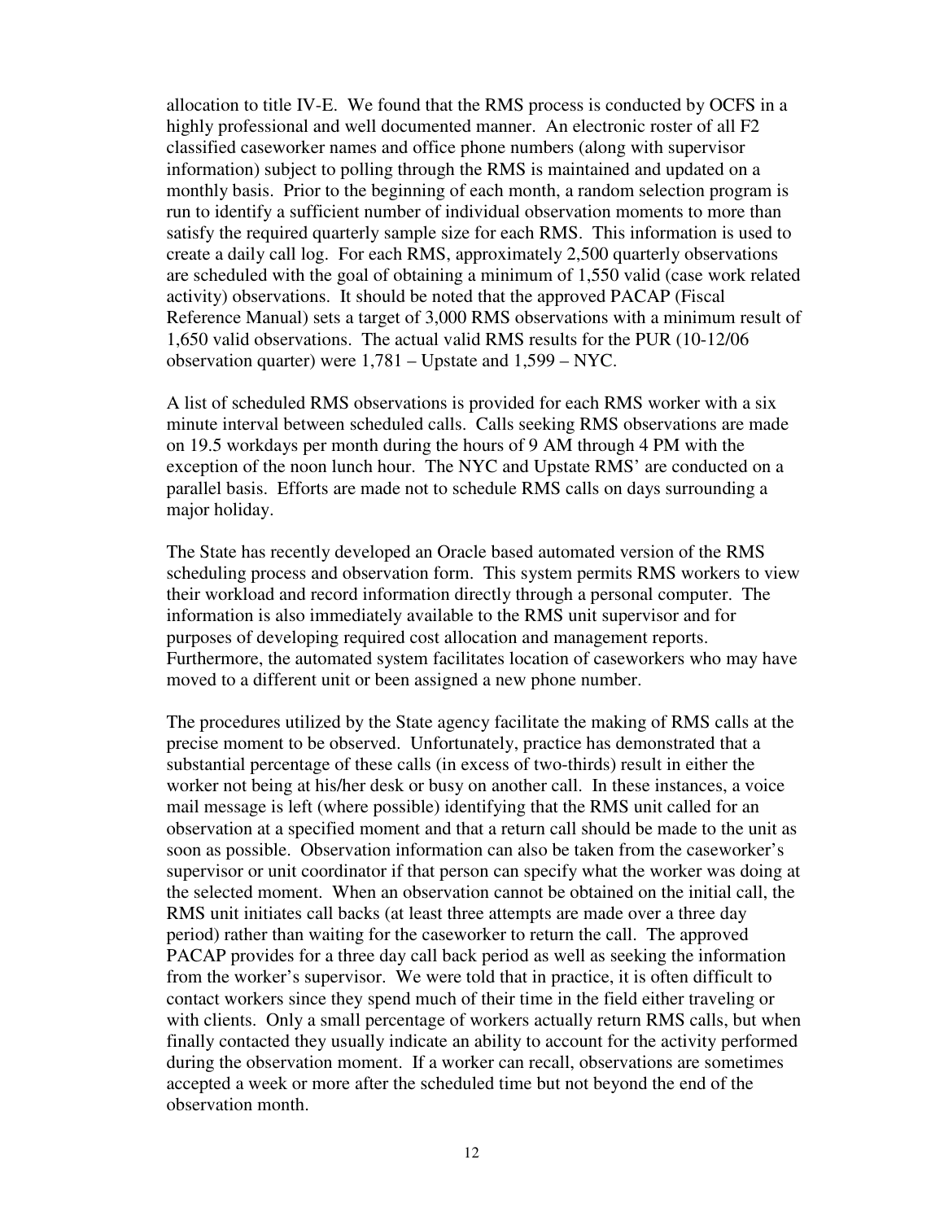allocation to title IV-E. We found that the RMS process is conducted by OCFS in a highly professional and well documented manner. An electronic roster of all F2 classified caseworker names and office phone numbers (along with supervisor information) subject to polling through the RMS is maintained and updated on a monthly basis. Prior to the beginning of each month, a random selection program is run to identify a sufficient number of individual observation moments to more than satisfy the required quarterly sample size for each RMS. This information is used to create a daily call log. For each RMS, approximately 2,500 quarterly observations are scheduled with the goal of obtaining a minimum of 1,550 valid (case work related activity) observations. It should be noted that the approved PACAP (Fiscal Reference Manual) sets a target of 3,000 RMS observations with a minimum result of 1,650 valid observations. The actual valid RMS results for the PUR (10-12/06 observation quarter) were 1,781 – Upstate and 1,599 – NYC.

A list of scheduled RMS observations is provided for each RMS worker with a six minute interval between scheduled calls. Calls seeking RMS observations are made on 19.5 workdays per month during the hours of 9 AM through 4 PM with the exception of the noon lunch hour. The NYC and Upstate RMS' are conducted on a parallel basis. Efforts are made not to schedule RMS calls on days surrounding a major holiday.

The State has recently developed an Oracle based automated version of the RMS scheduling process and observation form. This system permits RMS workers to view their workload and record information directly through a personal computer. The information is also immediately available to the RMS unit supervisor and for purposes of developing required cost allocation and management reports. Furthermore, the automated system facilitates location of caseworkers who may have moved to a different unit or been assigned a new phone number.

The procedures utilized by the State agency facilitate the making of RMS calls at the precise moment to be observed. Unfortunately, practice has demonstrated that a substantial percentage of these calls (in excess of two-thirds) result in either the worker not being at his/her desk or busy on another call. In these instances, a voice mail message is left (where possible) identifying that the RMS unit called for an observation at a specified moment and that a return call should be made to the unit as soon as possible. Observation information can also be taken from the caseworker's supervisor or unit coordinator if that person can specify what the worker was doing at the selected moment. When an observation cannot be obtained on the initial call, the RMS unit initiates call backs (at least three attempts are made over a three day period) rather than waiting for the caseworker to return the call. The approved PACAP provides for a three day call back period as well as seeking the information from the worker's supervisor. We were told that in practice, it is often difficult to contact workers since they spend much of their time in the field either traveling or with clients. Only a small percentage of workers actually return RMS calls, but when finally contacted they usually indicate an ability to account for the activity performed during the observation moment. If a worker can recall, observations are sometimes accepted a week or more after the scheduled time but not beyond the end of the observation month.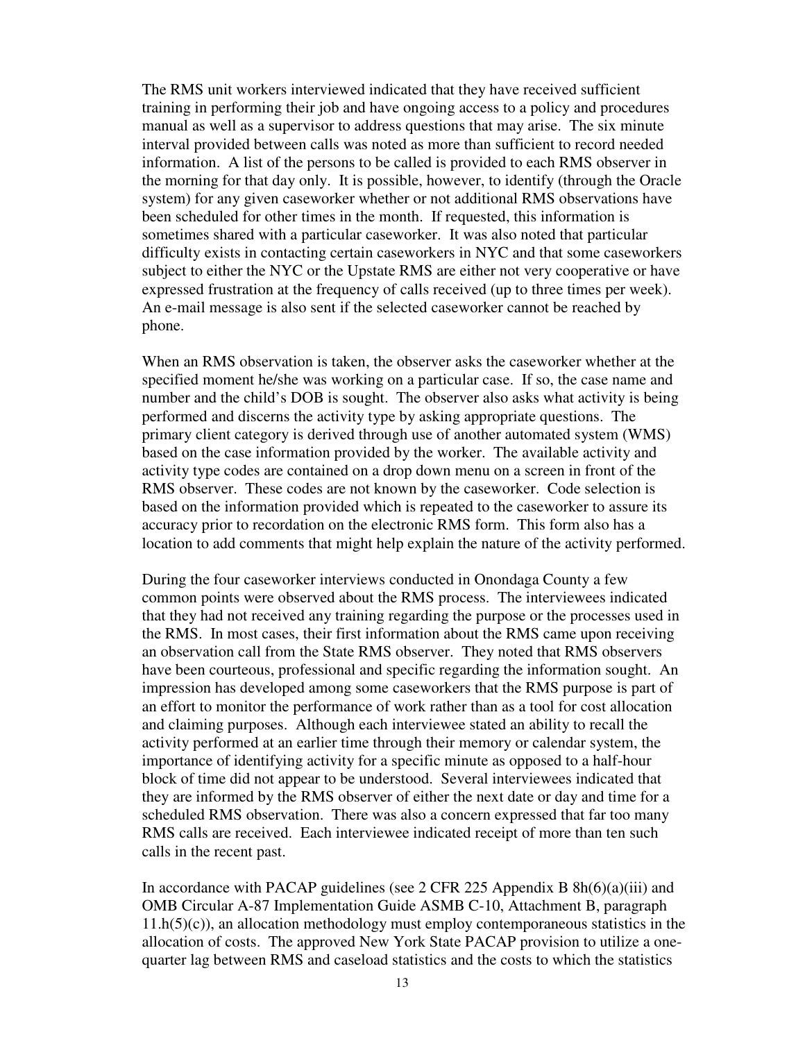The RMS unit workers interviewed indicated that they have received sufficient training in performing their job and have ongoing access to a policy and procedures manual as well as a supervisor to address questions that may arise. The six minute interval provided between calls was noted as more than sufficient to record needed information. A list of the persons to be called is provided to each RMS observer in the morning for that day only. It is possible, however, to identify (through the Oracle system) for any given caseworker whether or not additional RMS observations have been scheduled for other times in the month. If requested, this information is sometimes shared with a particular caseworker. It was also noted that particular difficulty exists in contacting certain caseworkers in NYC and that some caseworkers subject to either the NYC or the Upstate RMS are either not very cooperative or have expressed frustration at the frequency of calls received (up to three times per week). An e-mail message is also sent if the selected caseworker cannot be reached by phone.

When an RMS observation is taken, the observer asks the caseworker whether at the specified moment he/she was working on a particular case. If so, the case name and number and the child's DOB is sought. The observer also asks what activity is being performed and discerns the activity type by asking appropriate questions. The primary client category is derived through use of another automated system (WMS) based on the case information provided by the worker. The available activity and activity type codes are contained on a drop down menu on a screen in front of the RMS observer. These codes are not known by the caseworker. Code selection is based on the information provided which is repeated to the caseworker to assure its accuracy prior to recordation on the electronic RMS form. This form also has a location to add comments that might help explain the nature of the activity performed.

During the four caseworker interviews conducted in Onondaga County a few common points were observed about the RMS process. The interviewees indicated that they had not received any training regarding the purpose or the processes used in the RMS. In most cases, their first information about the RMS came upon receiving an observation call from the State RMS observer. They noted that RMS observers have been courteous, professional and specific regarding the information sought. An impression has developed among some caseworkers that the RMS purpose is part of an effort to monitor the performance of work rather than as a tool for cost allocation and claiming purposes. Although each interviewee stated an ability to recall the activity performed at an earlier time through their memory or calendar system, the importance of identifying activity for a specific minute as opposed to a half-hour block of time did not appear to be understood. Several interviewees indicated that they are informed by the RMS observer of either the next date or day and time for a scheduled RMS observation. There was also a concern expressed that far too many RMS calls are received. Each interviewee indicated receipt of more than ten such calls in the recent past.

In accordance with PACAP guidelines (see 2 CFR 225 Appendix B 8h(6)(a)(iii) and OMB Circular A-87 Implementation Guide ASMB C-10, Attachment B, paragraph 11.h(5)(c)), an allocation methodology must employ contemporaneous statistics in the allocation of costs. The approved New York State PACAP provision to utilize a one-quarter lag between RMS and caseload statistics and the costs to which the statistics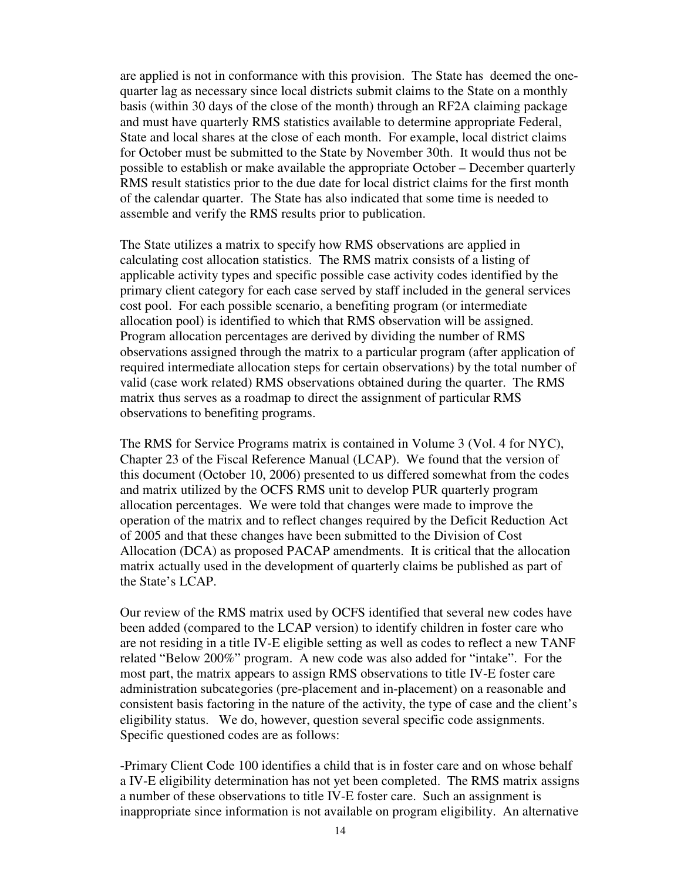are applied is not in conformance with this provision. The State has deemed the one-quarter lag as necessary since local districts submit claims to the State on a monthly basis (within 30 days of the close of the month) through an RF2A claiming package and must have quarterly RMS statistics available to determine appropriate Federal, State and local shares at the close of each month. For example, local district claims for October must be submitted to the State by November 30th. It would thus not be possible to establish or make available the appropriate October – December quarterly RMS result statistics prior to the due date for local district claims for the first month of the calendar quarter. The State has also indicated that some time is needed to assemble and verify the RMS results prior to publication.

The State utilizes a matrix to specify how RMS observations are applied in calculating cost allocation statistics. The RMS matrix consists of a listing of applicable activity types and specific possible case activity codes identified by the primary client category for each case served by staff included in the general services cost pool. For each possible scenario, a benefiting program (or intermediate allocation pool) is identified to which that RMS observation will be assigned. Program allocation percentages are derived by dividing the number of RMS observations assigned through the matrix to a particular program (after application of required intermediate allocation steps for certain observations) by the total number of valid (case work related) RMS observations obtained during the quarter. The RMS matrix thus serves as a roadmap to direct the assignment of particular RMS observations to benefiting programs.

The RMS for Service Programs matrix is contained in Volume 3 (Vol. 4 for NYC), Chapter 23 of the Fiscal Reference Manual (LCAP). We found that the version of this document (October 10, 2006) presented to us differed somewhat from the codes and matrix utilized by the OCFS RMS unit to develop PUR quarterly program allocation percentages. We were told that changes were made to improve the operation of the matrix and to reflect changes required by the Deficit Reduction Act of 2005 and that these changes have been submitted to the Division of Cost Allocation (DCA) as proposed PACAP amendments. It is critical that the allocation matrix actually used in the development of quarterly claims be published as part of the State's LCAP.

Our review of the RMS matrix used by OCFS identified that several new codes have been added (compared to the LCAP version) to identify children in foster care who are not residing in a title IV-E eligible setting as well as codes to reflect a new TANF related "Below 200%" program. A new code was also added for "intake". For the most part, the matrix appears to assign RMS observations to title IV-E foster care administration subcategories (pre-placement and in-placement) on a reasonable and consistent basis factoring in the nature of the activity, the type of case and the client's eligibility status. We do, however, question several specific code assignments. Specific questioned codes are as follows:

-Primary Client Code 100 identifies a child that is in foster care and on whose behalf a IV-E eligibility determination has not yet been completed. The RMS matrix assigns a number of these observations to title IV-E foster care. Such an assignment is inappropriate since information is not available on program eligibility. An alternative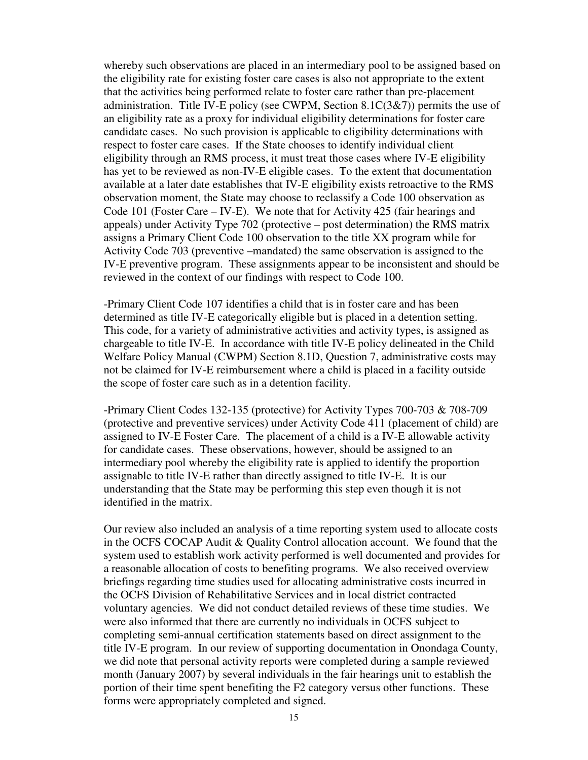whereby such observations are placed in an intermediary pool to be assigned based on the eligibility rate for existing foster care cases is also not appropriate to the extent that the activities being performed relate to foster care rather than pre-placement administration. Title IV-E policy (see CWPM, Section 8.1C(3&7)) permits the use of an eligibility rate as a proxy for individual eligibility determinations for foster care candidate cases. No such provision is applicable to eligibility determinations with respect to foster care cases. If the State chooses to identify individual client eligibility through an RMS process, it must treat those cases where IV-E eligibility has yet to be reviewed as non-IV-E eligible cases. To the extent that documentation available at a later date establishes that IV-E eligibility exists retroactive to the RMS observation moment, the State may choose to reclassify a Code 100 observation as Code 101 (Foster Care – IV-E). We note that for Activity 425 (fair hearings and appeals) under Activity Type 702 (protective – post determination) the RMS matrix assigns a Primary Client Code 100 observation to the title XX program while for Activity Code 703 (preventive –mandated) the same observation is assigned to the IV-E preventive program. These assignments appear to be inconsistent and should be reviewed in the context of our findings with respect to Code 100.

-Primary Client Code 107 identifies a child that is in foster care and has been determined as title IV-E categorically eligible but is placed in a detention setting. This code, for a variety of administrative activities and activity types, is assigned as chargeable to title IV-E. In accordance with title IV-E policy delineated in the Child Welfare Policy Manual (CWPM) Section 8.1D, Question 7, administrative costs may not be claimed for IV-E reimbursement where a child is placed in a facility outside the scope of foster care such as in a detention facility.

-Primary Client Codes 132-135 (protective) for Activity Types 700-703 & 708-709 (protective and preventive services) under Activity Code 411 (placement of child) are assigned to IV-E Foster Care. The placement of a child is a IV-E allowable activity for candidate cases. These observations, however, should be assigned to an intermediary pool whereby the eligibility rate is applied to identify the proportion assignable to title IV-E rather than directly assigned to title IV-E. It is our understanding that the State may be performing this step even though it is not identified in the matrix.

Our review also included an analysis of a time reporting system used to allocate costs in the OCFS COCAP Audit & Quality Control allocation account. We found that the system used to establish work activity performed is well documented and provides for a reasonable allocation of costs to benefiting programs. We also received overview briefings regarding time studies used for allocating administrative costs incurred in the OCFS Division of Rehabilitative Services and in local district contracted voluntary agencies. We did not conduct detailed reviews of these time studies. We were also informed that there are currently no individuals in OCFS subject to completing semi-annual certification statements based on direct assignment to the title IV-E program. In our review of supporting documentation in Onondaga County, we did note that personal activity reports were completed during a sample reviewed month (January 2007) by several individuals in the fair hearings unit to establish the portion of their time spent benefiting the F2 category versus other functions. These forms were appropriately completed and signed.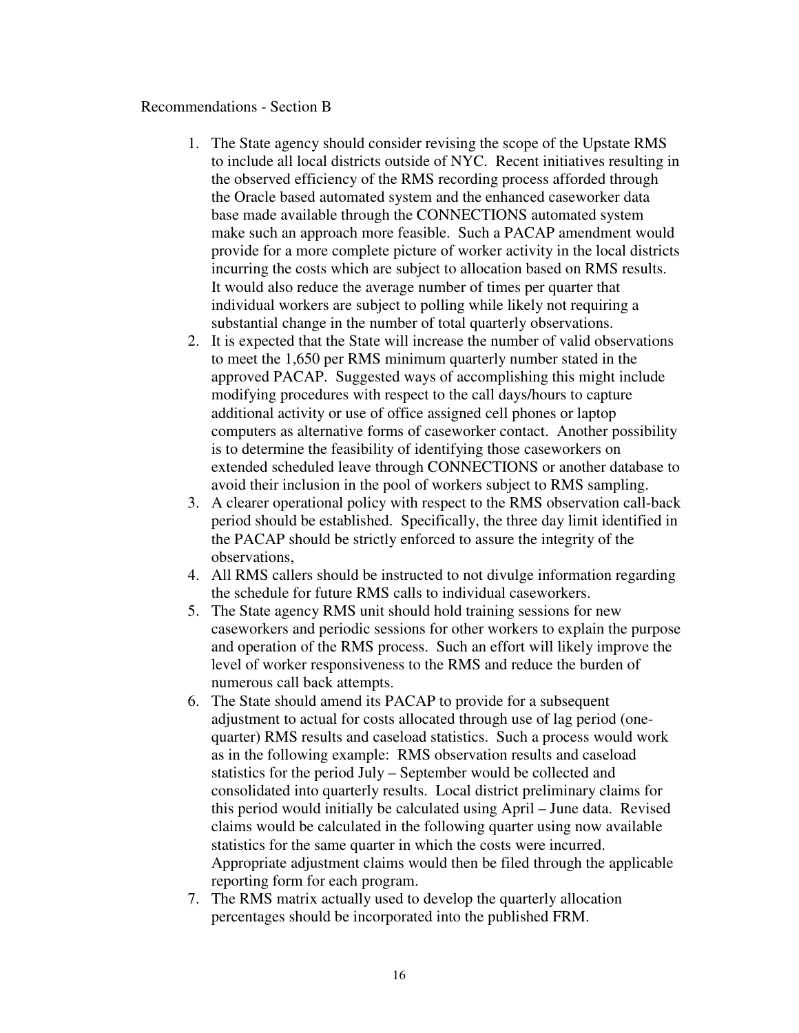Recommendations - Section B

1. The State agency should consider revising the scope of the Upstate RMS to include all local districts outside of NYC. Recent initiatives resulting in the observed efficiency of the RMS recording process afforded through the Oracle based automated system and the enhanced caseworker data base made available through the CONNECTIONS automated system make such an approach more feasible. Such a PACAP amendment would provide for a more complete picture of worker activity in the local districts incurring the costs which are subject to allocation based on RMS results. It would also reduce the average number of times per quarter that individual workers are subject to polling while likely not requiring a substantial change in the number of total quarterly observations.
2. It is expected that the State will increase the number of valid observations to meet the 1,650 per RMS minimum quarterly number stated in the approved PACAP. Suggested ways of accomplishing this might include modifying procedures with respect to the call days/hours to capture additional activity or use of office assigned cell phones or laptop computers as alternative forms of caseworker contact. Another possibility is to determine the feasibility of identifying those caseworkers on extended scheduled leave through CONNECTIONS or another database to avoid their inclusion in the pool of workers subject to RMS sampling.
3. A clearer operational policy with respect to the RMS observation call-back period should be established. Specifically, the three day limit identified in the PACAP should be strictly enforced to assure the integrity of the observations,
4. All RMS callers should be instructed to not divulge information regarding the schedule for future RMS calls to individual caseworkers.
5. The State agency RMS unit should hold training sessions for new caseworkers and periodic sessions for other workers to explain the purpose and operation of the RMS process. Such an effort will likely improve the level of worker responsiveness to the RMS and reduce the burden of numerous call back attempts.
6. The State should amend its PACAP to provide for a subsequent adjustment to actual for costs allocated through use of lag period (one-quarter) RMS results and caseload statistics. Such a process would work as in the following example: RMS observation results and caseload statistics for the period July – September would be collected and consolidated into quarterly results. Local district preliminary claims for this period would initially be calculated using April – June data. Revised claims would be calculated in the following quarter using now available statistics for the same quarter in which the costs were incurred. Appropriate adjustment claims would then be filed through the applicable reporting form for each program.
7. The RMS matrix actually used to develop the quarterly allocation percentages should be incorporated into the published FRM.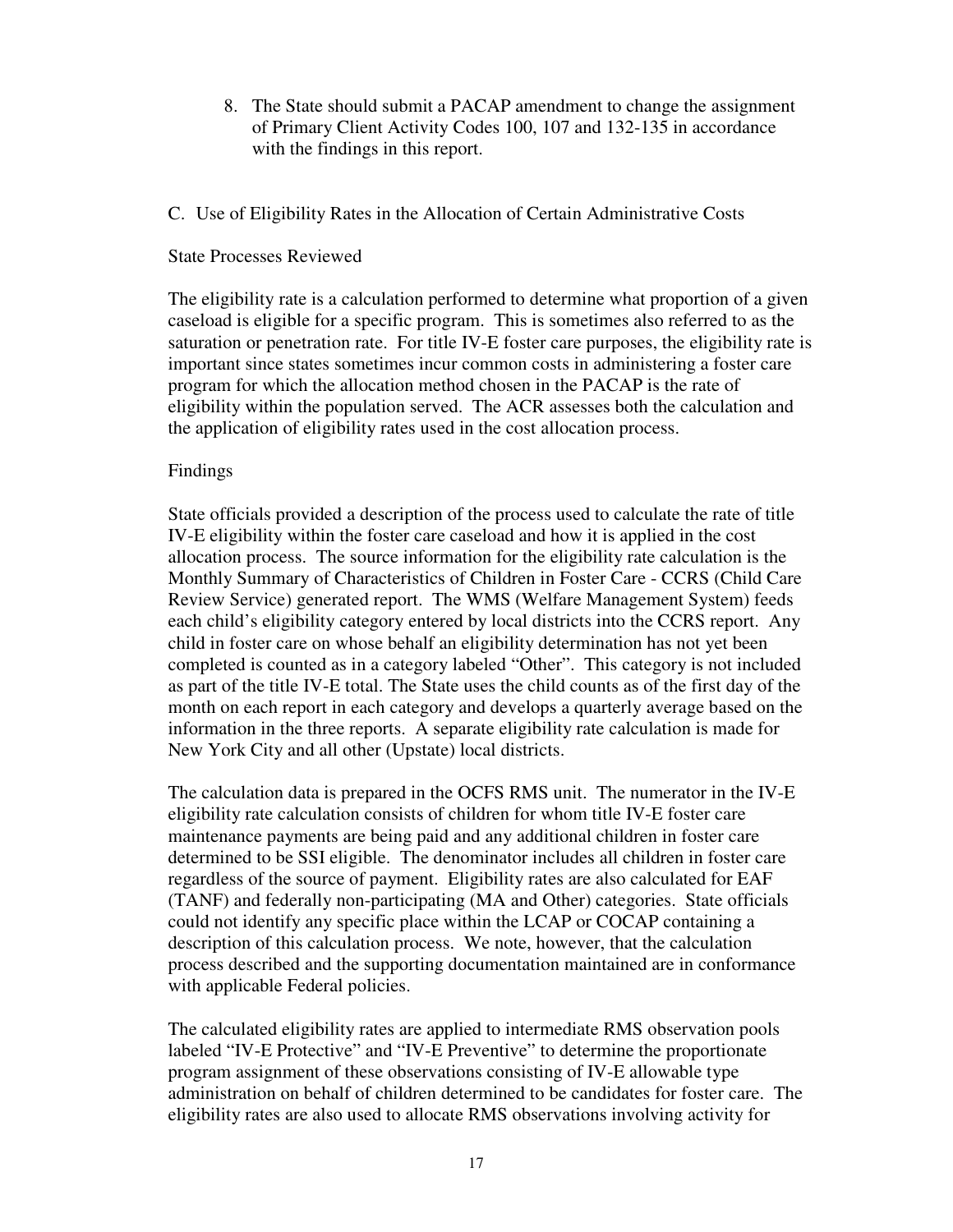8. The State should submit a PACAP amendment to change the assignment of Primary Client Activity Codes 100, 107 and 132-135 in accordance with the findings in this report.

C. Use of Eligibility Rates in the Allocation of Certain Administrative Costs

State Processes Reviewed

The eligibility rate is a calculation performed to determine what proportion of a given caseload is eligible for a specific program. This is sometimes also referred to as the saturation or penetration rate. For title IV-E foster care purposes, the eligibility rate is important since states sometimes incur common costs in administering a foster care program for which the allocation method chosen in the PACAP is the rate of eligibility within the population served. The ACR assesses both the calculation and the application of eligibility rates used in the cost allocation process.

Findings

State officials provided a description of the process used to calculate the rate of title IV-E eligibility within the foster care caseload and how it is applied in the cost allocation process. The source information for the eligibility rate calculation is the Monthly Summary of Characteristics of Children in Foster Care - CCRS (Child Care Review Service) generated report. The WMS (Welfare Management System) feeds each child's eligibility category entered by local districts into the CCRS report. Any child in foster care on whose behalf an eligibility determination has not yet been completed is counted as in a category labeled "Other". This category is not included as part of the title IV-E total. The State uses the child counts as of the first day of the month on each report in each category and develops a quarterly average based on the information in the three reports. A separate eligibility rate calculation is made for New York City and all other (Upstate) local districts.

The calculation data is prepared in the OCFS RMS unit. The numerator in the IV-E eligibility rate calculation consists of children for whom title IV-E foster care maintenance payments are being paid and any additional children in foster care determined to be SSI eligible. The denominator includes all children in foster care regardless of the source of payment. Eligibility rates are also calculated for EAF (TANF) and federally non-participating (MA and Other) categories. State officials could not identify any specific place within the LCAP or COCAP containing a description of this calculation process. We note, however, that the calculation process described and the supporting documentation maintained are in conformance with applicable Federal policies.

The calculated eligibility rates are applied to intermediate RMS observation pools labeled "IV-E Protective" and "IV-E Preventive" to determine the proportionate program assignment of these observations consisting of IV-E allowable type administration on behalf of children determined to be candidates for foster care. The eligibility rates are also used to allocate RMS observations involving activity for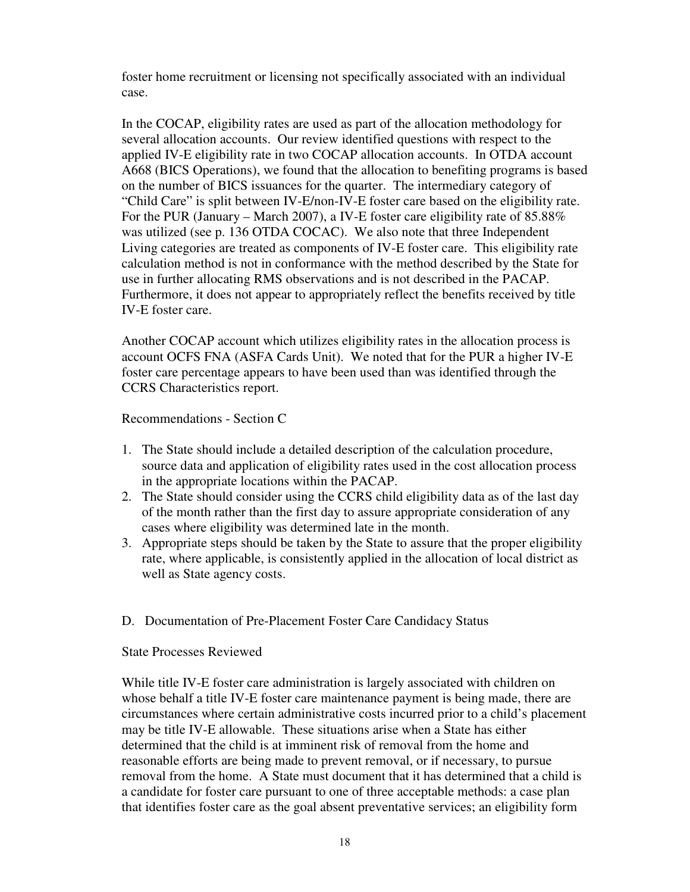foster home recruitment or licensing not specifically associated with an individual case.

In the COCAP, eligibility rates are used as part of the allocation methodology for several allocation accounts. Our review identified questions with respect to the applied IV-E eligibility rate in two COCAP allocation accounts. In OTDA account A668 (BICS Operations), we found that the allocation to benefiting programs is based on the number of BICS issuances for the quarter. The intermediary category of "Child Care" is split between IV-E/non-IV-E foster care based on the eligibility rate. For the PUR (January – March 2007), a IV-E foster care eligibility rate of 85.88% was utilized (see p. 136 OTDA COCAC). We also note that three Independent Living categories are treated as components of IV-E foster care. This eligibility rate calculation method is not in conformance with the method described by the State for use in further allocating RMS observations and is not described in the PACAP. Furthermore, it does not appear to appropriately reflect the benefits received by title IV-E foster care.

Another COCAP account which utilizes eligibility rates in the allocation process is account OCFS FNA (ASFA Cards Unit). We noted that for the PUR a higher IV-E foster care percentage appears to have been used than was identified through the CCRS Characteristics report.

Recommendations - Section C

1. The State should include a detailed description of the calculation procedure, source data and application of eligibility rates used in the cost allocation process in the appropriate locations within the PACAP.
2. The State should consider using the CCRS child eligibility data as of the last day of the month rather than the first day to assure appropriate consideration of any cases where eligibility was determined late in the month.
3. Appropriate steps should be taken by the State to assure that the proper eligibility rate, where applicable, is consistently applied in the allocation of local district as well as State agency costs.

## D. Documentation of Pre-Placement Foster Care Candidacy Status

State Processes Reviewed

While title IV-E foster care administration is largely associated with children on whose behalf a title IV-E foster care maintenance payment is being made, there are circumstances where certain administrative costs incurred prior to a child's placement may be title IV-E allowable. These situations arise when a State has either determined that the child is at imminent risk of removal from the home and reasonable efforts are being made to prevent removal, or if necessary, to pursue removal from the home. A State must document that it has determined that a child is a candidate for foster care pursuant to one of three acceptable methods: a case plan that identifies foster care as the goal absent preventative services; an eligibility form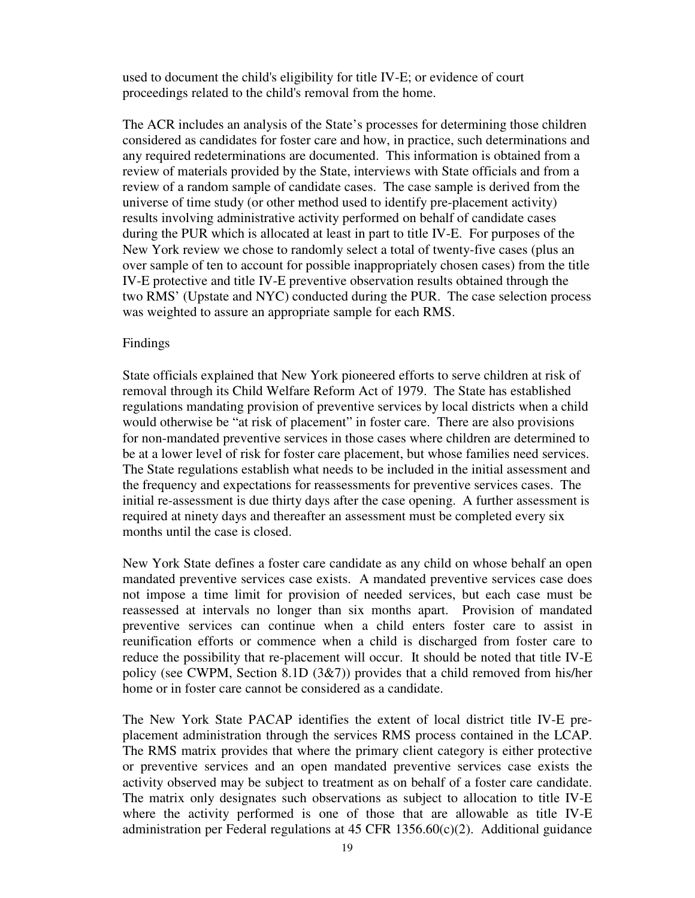used to document the child's eligibility for title IV-E; or evidence of court proceedings related to the child's removal from the home.

The ACR includes an analysis of the State's processes for determining those children considered as candidates for foster care and how, in practice, such determinations and any required redeterminations are documented. This information is obtained from a review of materials provided by the State, interviews with State officials and from a review of a random sample of candidate cases. The case sample is derived from the universe of time study (or other method used to identify pre-placement activity) results involving administrative activity performed on behalf of candidate cases during the PUR which is allocated at least in part to title IV-E. For purposes of the New York review we chose to randomly select a total of twenty-five cases (plus an over sample of ten to account for possible inappropriately chosen cases) from the title IV-E protective and title IV-E preventive observation results obtained through the two RMS' (Upstate and NYC) conducted during the PUR. The case selection process was weighted to assure an appropriate sample for each RMS.

Findings

State officials explained that New York pioneered efforts to serve children at risk of removal through its Child Welfare Reform Act of 1979. The State has established regulations mandating provision of preventive services by local districts when a child would otherwise be "at risk of placement" in foster care. There are also provisions for non-mandated preventive services in those cases where children are determined to be at a lower level of risk for foster care placement, but whose families need services. The State regulations establish what needs to be included in the initial assessment and the frequency and expectations for reassessments for preventive services cases. The initial re-assessment is due thirty days after the case opening. A further assessment is required at ninety days and thereafter an assessment must be completed every six months until the case is closed.

New York State defines a foster care candidate as any child on whose behalf an open mandated preventive services case exists. A mandated preventive services case does not impose a time limit for provision of needed services, but each case must be reassessed at intervals no longer than six months apart. Provision of mandated preventive services can continue when a child enters foster care to assist in reunification efforts or commence when a child is discharged from foster care to reduce the possibility that re-placement will occur. It should be noted that title IV-E policy (see CWPM, Section 8.1D (3&7)) provides that a child removed from his/her home or in foster care cannot be considered as a candidate.

The New York State PACAP identifies the extent of local district title IV-E pre-placement administration through the services RMS process contained in the LCAP. The RMS matrix provides that where the primary client category is either protective or preventive services and an open mandated preventive services case exists the activity observed may be subject to treatment as on behalf of a foster care candidate. The matrix only designates such observations as subject to allocation to title IV-E where the activity performed is one of those that are allowable as title IV-E administration per Federal regulations at 45 CFR 1356.60(c)(2). Additional guidance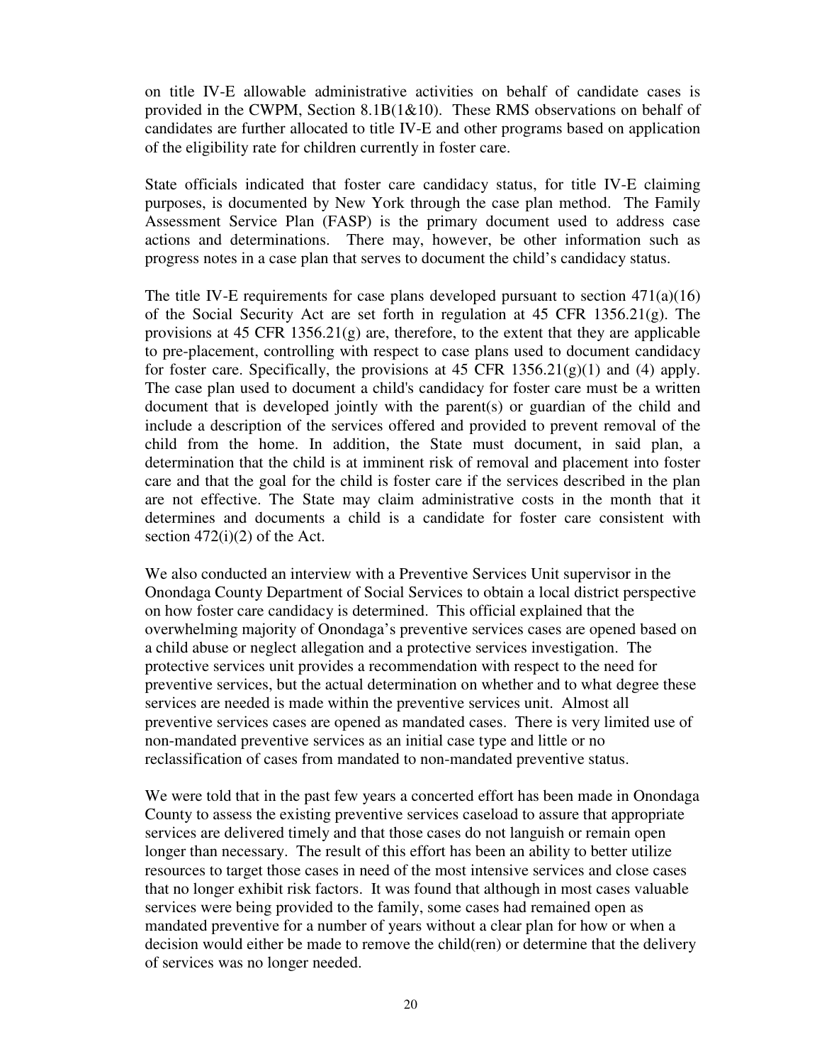on title IV-E allowable administrative activities on behalf of candidate cases is provided in the CWPM, Section 8.1B(1&10). These RMS observations on behalf of candidates are further allocated to title IV-E and other programs based on application of the eligibility rate for children currently in foster care.

State officials indicated that foster care candidacy status, for title IV-E claiming purposes, is documented by New York through the case plan method. The Family Assessment Service Plan (FASP) is the primary document used to address case actions and determinations. There may, however, be other information such as progress notes in a case plan that serves to document the child's candidacy status.

The title IV-E requirements for case plans developed pursuant to section 471(a)(16) of the Social Security Act are set forth in regulation at 45 CFR 1356.21(g). The provisions at 45 CFR 1356.21(g) are, therefore, to the extent that they are applicable to pre-placement, controlling with respect to case plans used to document candidacy for foster care. Specifically, the provisions at 45 CFR 1356.21(g)(1) and (4) apply. The case plan used to document a child's candidacy for foster care must be a written document that is developed jointly with the parent(s) or guardian of the child and include a description of the services offered and provided to prevent removal of the child from the home. In addition, the State must document, in said plan, a determination that the child is at imminent risk of removal and placement into foster care and that the goal for the child is foster care if the services described in the plan are not effective. The State may claim administrative costs in the month that it determines and documents a child is a candidate for foster care consistent with section 472(i)(2) of the Act.

We also conducted an interview with a Preventive Services Unit supervisor in the Onondaga County Department of Social Services to obtain a local district perspective on how foster care candidacy is determined. This official explained that the overwhelming majority of Onondaga's preventive services cases are opened based on a child abuse or neglect allegation and a protective services investigation. The protective services unit provides a recommendation with respect to the need for preventive services, but the actual determination on whether and to what degree these services are needed is made within the preventive services unit. Almost all preventive services cases are opened as mandated cases. There is very limited use of non-mandated preventive services as an initial case type and little or no reclassification of cases from mandated to non-mandated preventive status.

We were told that in the past few years a concerted effort has been made in Onondaga County to assess the existing preventive services caseload to assure that appropriate services are delivered timely and that those cases do not languish or remain open longer than necessary. The result of this effort has been an ability to better utilize resources to target those cases in need of the most intensive services and close cases that no longer exhibit risk factors. It was found that although in most cases valuable services were being provided to the family, some cases had remained open as mandated preventive for a number of years without a clear plan for how or when a decision would either be made to remove the child(ren) or determine that the delivery of services was no longer needed.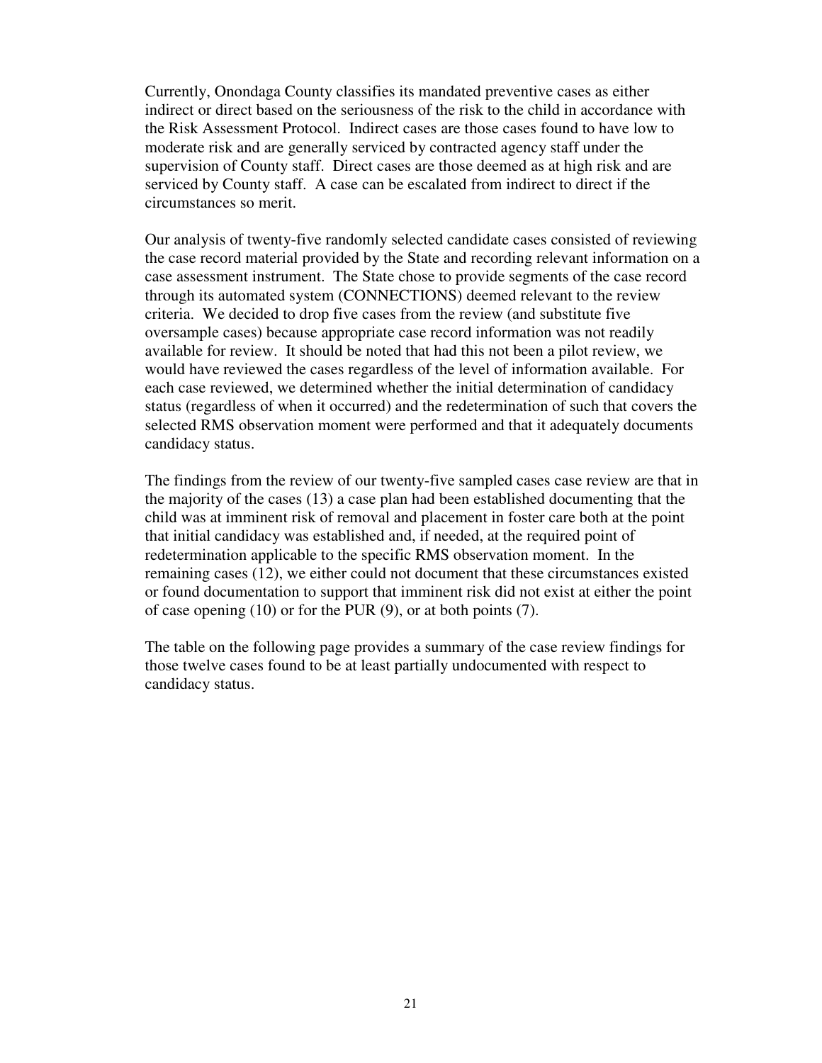Currently, Onondaga County classifies its mandated preventive cases as either indirect or direct based on the seriousness of the risk to the child in accordance with the Risk Assessment Protocol. Indirect cases are those cases found to have low to moderate risk and are generally serviced by contracted agency staff under the supervision of County staff. Direct cases are those deemed as at high risk and are serviced by County staff. A case can be escalated from indirect to direct if the circumstances so merit.

Our analysis of twenty-five randomly selected candidate cases consisted of reviewing the case record material provided by the State and recording relevant information on a case assessment instrument. The State chose to provide segments of the case record through its automated system (CONNECTIONS) deemed relevant to the review criteria. We decided to drop five cases from the review (and substitute five oversample cases) because appropriate case record information was not readily available for review. It should be noted that had this not been a pilot review, we would have reviewed the cases regardless of the level of information available. For each case reviewed, we determined whether the initial determination of candidacy status (regardless of when it occurred) and the redetermination of such that covers the selected RMS observation moment were performed and that it adequately documents candidacy status.

The findings from the review of our twenty-five sampled cases case review are that in the majority of the cases (13) a case plan had been established documenting that the child was at imminent risk of removal and placement in foster care both at the point that initial candidacy was established and, if needed, at the required point of redetermination applicable to the specific RMS observation moment. In the remaining cases (12), we either could not document that these circumstances existed or found documentation to support that imminent risk did not exist at either the point of case opening (10) or for the PUR (9), or at both points (7).

The table on the following page provides a summary of the case review findings for those twelve cases found to be at least partially undocumented with respect to candidacy status.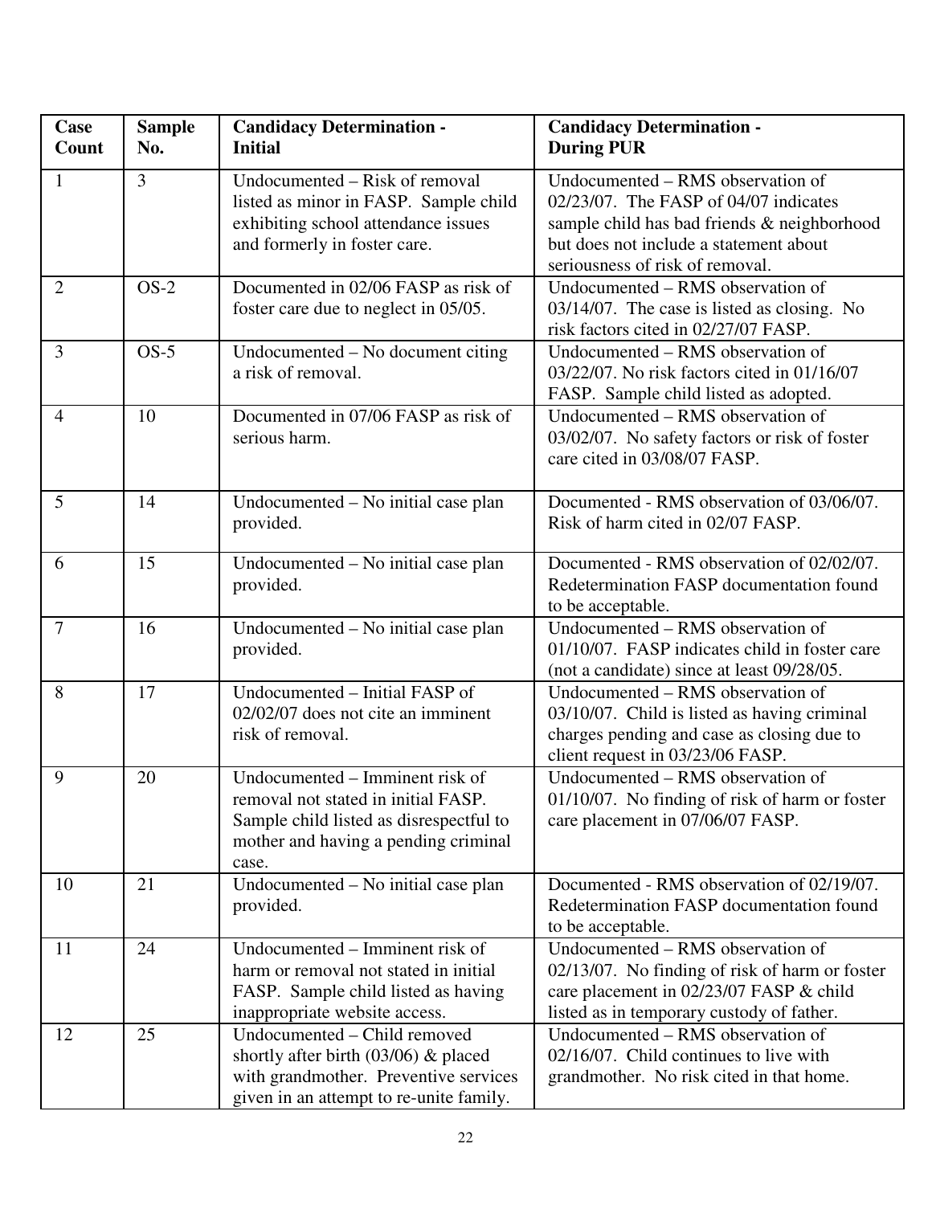| Case Count | Sample No. | Candidacy Determination - Initial | Candidacy Determination - During PUR |
|---|---|---|---|
| 1 | 3 | Undocumented – Risk of removal listed as minor in FASP. Sample child exhibiting school attendance issues and formerly in foster care. | Undocumented – RMS observation of 02/23/07. The FASP of 04/07 indicates sample child has bad friends & neighborhood but does not include a statement about seriousness of risk of removal. |
| 2 | OS-2 | Documented in 02/06 FASP as risk of foster care due to neglect in 05/05. | Undocumented – RMS observation of 03/14/07. The case is listed as closing. No risk factors cited in 02/27/07 FASP. |
| 3 | OS-5 | Undocumented – No document citing a risk of removal. | Undocumented – RMS observation of 03/22/07. No risk factors cited in 01/16/07 FASP. Sample child listed as adopted. |
| 4 | 10 | Documented in 07/06 FASP as risk of serious harm. | Undocumented – RMS observation of 03/02/07. No safety factors or risk of foster care cited in 03/08/07 FASP. |
| 5 | 14 | Undocumented – No initial case plan provided. | Documented - RMS observation of 03/06/07. Risk of harm cited in 02/07 FASP. |
| 6 | 15 | Undocumented – No initial case plan provided. | Documented - RMS observation of 02/02/07. Redetermination FASP documentation found to be acceptable. |
| 7 | 16 | Undocumented – No initial case plan provided. | Undocumented – RMS observation of 01/10/07. FASP indicates child in foster care (not a candidate) since at least 09/28/05. |
| 8 | 17 | Undocumented – Initial FASP of 02/02/07 does not cite an imminent risk of removal. | Undocumented – RMS observation of 03/10/07. Child is listed as having criminal charges pending and case as closing due to client request in 03/23/06 FASP. |
| 9 | 20 | Undocumented – Imminent risk of removal not stated in initial FASP. Sample child listed as disrespectful to mother and having a pending criminal case. | Undocumented – RMS observation of 01/10/07. No finding of risk of harm or foster care placement in 07/06/07 FASP. |
| 10 | 21 | Undocumented – No initial case plan provided. | Documented - RMS observation of 02/19/07. Redetermination FASP documentation found to be acceptable. |
| 11 | 24 | Undocumented – Imminent risk of harm or removal not stated in initial FASP. Sample child listed as having inappropriate website access. | Undocumented – RMS observation of 02/13/07. No finding of risk of harm or foster care placement in 02/23/07 FASP & child listed as in temporary custody of father. |
| 12 | 25 | Undocumented – Child removed shortly after birth (03/06) & placed with grandmother. Preventive services given in an attempt to re-unite family. | Undocumented – RMS observation of 02/16/07. Child continues to live with grandmother. No risk cited in that home. |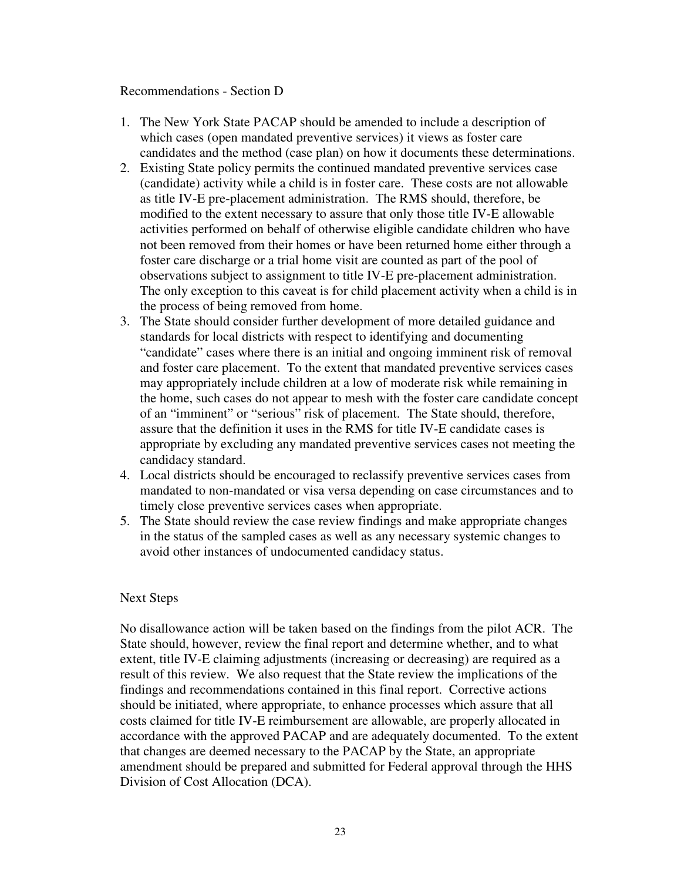Recommendations - Section D

1. The New York State PACAP should be amended to include a description of which cases (open mandated preventive services) it views as foster care candidates and the method (case plan) on how it documents these determinations.
2. Existing State policy permits the continued mandated preventive services case (candidate) activity while a child is in foster care. These costs are not allowable as title IV-E pre-placement administration. The RMS should, therefore, be modified to the extent necessary to assure that only those title IV-E allowable activities performed on behalf of otherwise eligible candidate children who have not been removed from their homes or have been returned home either through a foster care discharge or a trial home visit are counted as part of the pool of observations subject to assignment to title IV-E pre-placement administration. The only exception to this caveat is for child placement activity when a child is in the process of being removed from home.
3. The State should consider further development of more detailed guidance and standards for local districts with respect to identifying and documenting "candidate" cases where there is an initial and ongoing imminent risk of removal and foster care placement. To the extent that mandated preventive services cases may appropriately include children at a low of moderate risk while remaining in the home, such cases do not appear to mesh with the foster care candidate concept of an "imminent" or "serious" risk of placement. The State should, therefore, assure that the definition it uses in the RMS for title IV-E candidate cases is appropriate by excluding any mandated preventive services cases not meeting the candidacy standard.
4. Local districts should be encouraged to reclassify preventive services cases from mandated to non-mandated or visa versa depending on case circumstances and to timely close preventive services cases when appropriate.
5. The State should review the case review findings and make appropriate changes in the status of the sampled cases as well as any necessary systemic changes to avoid other instances of undocumented candidacy status.

Next Steps

No disallowance action will be taken based on the findings from the pilot ACR. The State should, however, review the final report and determine whether, and to what extent, title IV-E claiming adjustments (increasing or decreasing) are required as a result of this review. We also request that the State review the implications of the findings and recommendations contained in this final report. Corrective actions should be initiated, where appropriate, to enhance processes which assure that all costs claimed for title IV-E reimbursement are allowable, are properly allocated in accordance with the approved PACAP and are adequately documented. To the extent that changes are deemed necessary to the PACAP by the State, an appropriate amendment should be prepared and submitted for Federal approval through the HHS Division of Cost Allocation (DCA).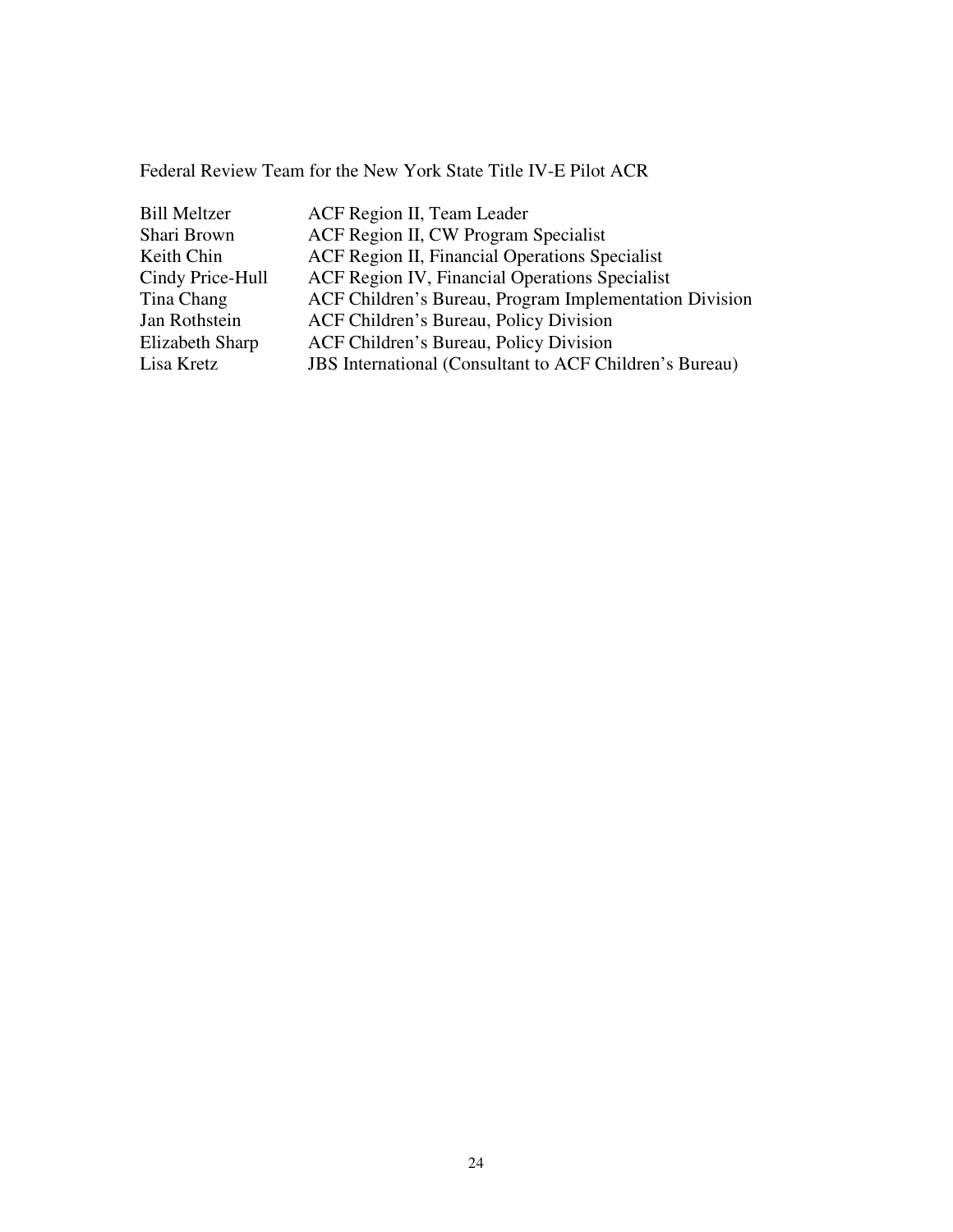Federal Review Team for the New York State Title IV-E Pilot ACR

| | |
|---|---|
| Bill Meltzer | ACF Region II, Team Leader |
| Shari Brown | ACF Region II, CW Program Specialist |
| Keith Chin | ACF Region II, Financial Operations Specialist |
| Cindy Price-Hull | ACF Region IV, Financial Operations Specialist |
| Tina Chang | ACF Children's Bureau, Program Implementation Division |
| Jan Rothstein | ACF Children's Bureau, Policy Division |
| Elizabeth Sharp | ACF Children's Bureau, Policy Division |
| Lisa Kretz | JBS International (Consultant to ACF Children's Bureau) |